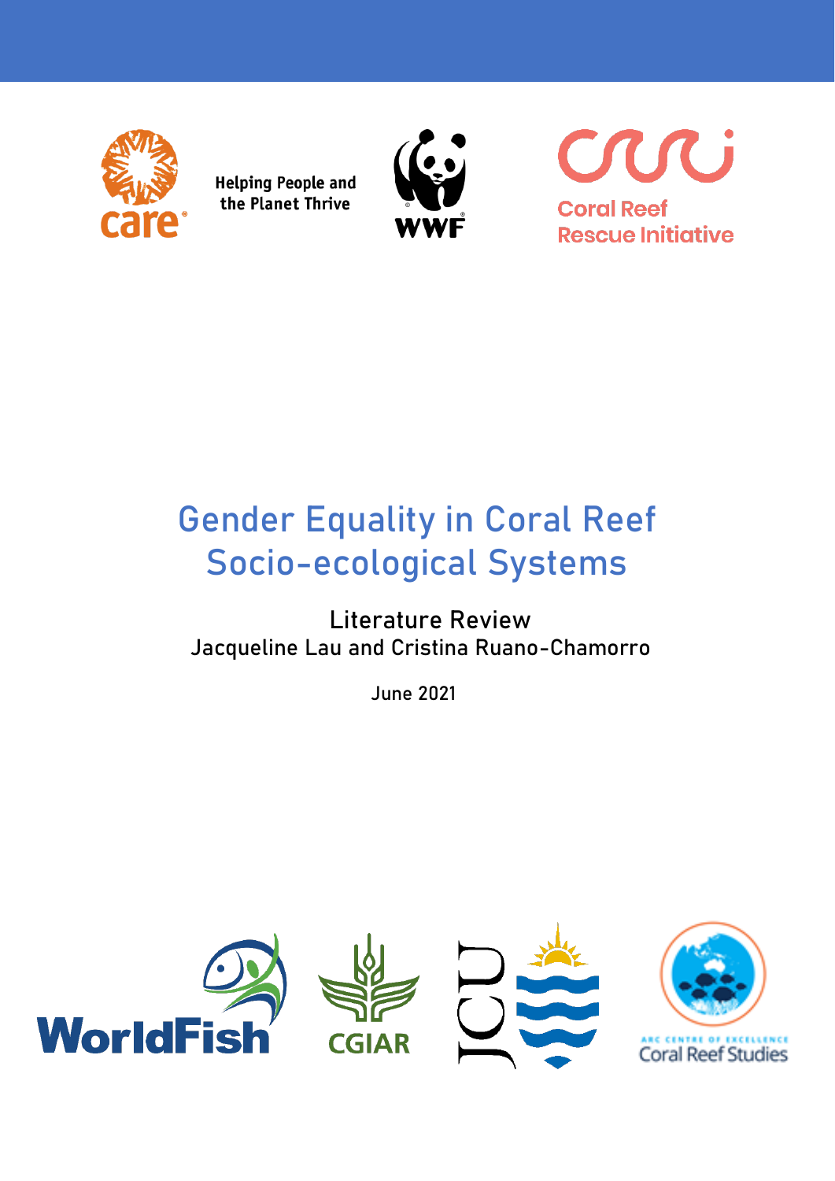Helping People and the Planet Thrive

# Gender Equality in Coral Reef Socio-ecological Systems

Literature Review

Jacqueline Lau and Cristina Ruano-Chamorro

June 2021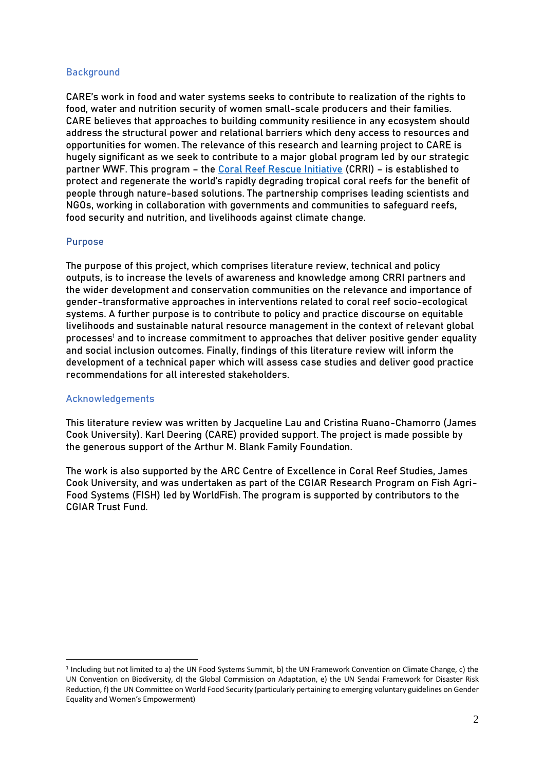## Background

CARE's work in food and water systems seeks to contribute to realization of the rights to food, water and nutrition security of women small-scale producers and their families. CARE believes that approaches to building community resilience in any ecosystem should address the structural power and relational barriers which deny access to resources and opportunities for women. The relevance of this research and learning project to CARE is hugely significant as we seek to contribute to a major global program led by our strategic partner WWF. This program – the [Coral Reef Rescue Initiative](#) (CRRI) – is established to protect and regenerate the world's rapidly degrading tropical coral reefs for the benefit of people through nature-based solutions. The partnership comprises leading scientists and NGOs, working in collaboration with governments and communities to safeguard reefs, food security and nutrition, and livelihoods against climate change.

## Purpose

The purpose of this project, which comprises literature review, technical and policy outputs, is to increase the levels of awareness and knowledge among CRRI partners and the wider development and conservation communities on the relevance and importance of gender-transformative approaches in interventions related to coral reef socio-ecological systems. A further purpose is to contribute to policy and practice discourse on equitable livelihoods and sustainable natural resource management in the context of relevant global processes[1] and to increase commitment to approaches that deliver positive gender equality and social inclusion outcomes. Finally, findings of this literature review will inform the development of a technical paper which will assess case studies and deliver good practice recommendations for all interested stakeholders.

## Acknowledgements

This literature review was written by Jacqueline Lau and Cristina Ruano-Chamorro (James Cook University). Karl Deering (CARE) provided support. The project is made possible by the generous support of the Arthur M. Blank Family Foundation.

The work is also supported by the ARC Centre of Excellence in Coral Reef Studies, James Cook University, and was undertaken as part of the CGIAR Research Program on Fish Agri-Food Systems (FISH) led by WorldFish. The program is supported by contributors to the CGIAR Trust Fund.

---

[1] Including but not limited to a) the UN Food Systems Summit, b) the UN Framework Convention on Climate Change, c) the UN Convention on Biodiversity, d) the Global Commission on Adaptation, e) the UN Sendai Framework for Disaster Risk Reduction, f) the UN Committee on World Food Security (particularly pertaining to emerging voluntary guidelines on Gender Equality and Women's Empowerment)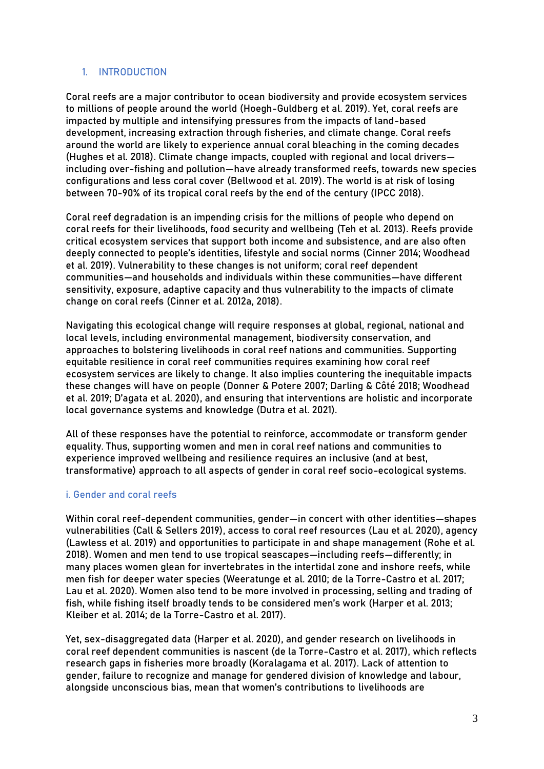# 1. INTRODUCTION

Coral reefs are a major contributor to ocean biodiversity and provide ecosystem services to millions of people around the world (Hoegh-Guldberg et al. 2019). Yet, coral reefs are impacted by multiple and intensifying pressures from the impacts of land-based development, increasing extraction through fisheries, and climate change. Coral reefs around the world are likely to experience annual coral bleaching in the coming decades (Hughes et al. 2018). Climate change impacts, coupled with regional and local drivers—including over-fishing and pollution—have already transformed reefs, towards new species configurations and less coral cover (Bellwood et al. 2019). The world is at risk of losing between 70-90% of its tropical coral reefs by the end of the century (IPCC 2018).

Coral reef degradation is an impending crisis for the millions of people who depend on coral reefs for their livelihoods, food security and wellbeing (Teh et al. 2013). Reefs provide critical ecosystem services that support both income and subsistence, and are also often deeply connected to people's identities, lifestyle and social norms (Cinner 2014; Woodhead et al. 2019). Vulnerability to these changes is not uniform; coral reef dependent communities—and households and individuals within these communities—have different sensitivity, exposure, adaptive capacity and thus vulnerability to the impacts of climate change on coral reefs (Cinner et al. 2012a, 2018).

Navigating this ecological change will require responses at global, regional, national and local levels, including environmental management, biodiversity conservation, and approaches to bolstering livelihoods in coral reef nations and communities. Supporting equitable resilience in coral reef communities requires examining how coral reef ecosystem services are likely to change. It also implies countering the inequitable impacts these changes will have on people (Donner & Potere 2007; Darling & Côté 2018; Woodhead et al. 2019; D'agata et al. 2020), and ensuring that interventions are holistic and incorporate local governance systems and knowledge (Dutra et al. 2021).

All of these responses have the potential to reinforce, accommodate or transform gender equality. Thus, supporting women and men in coral reef nations and communities to experience improved wellbeing and resilience requires an inclusive (and at best, transformative) approach to all aspects of gender in coral reef socio-ecological systems.

## i. Gender and coral reefs

Within coral reef-dependent communities, gender—in concert with other identities—shapes vulnerabilities (Call & Sellers 2019), access to coral reef resources (Lau et al. 2020), agency (Lawless et al. 2019) and opportunities to participate in and shape management (Rohe et al. 2018). Women and men tend to use tropical seascapes—including reefs—differently; in many places women glean for invertebrates in the intertidal zone and inshore reefs, while men fish for deeper water species (Weeratunge et al. 2010; de la Torre-Castro et al. 2017; Lau et al. 2020). Women also tend to be more involved in processing, selling and trading of fish, while fishing itself broadly tends to be considered men's work (Harper et al. 2013; Kleiber et al. 2014; de la Torre-Castro et al. 2017).

Yet, sex-disaggregated data (Harper et al. 2020), and gender research on livelihoods in coral reef dependent communities is nascent (de la Torre-Castro et al. 2017), which reflects research gaps in fisheries more broadly (Koralagama et al. 2017). Lack of attention to gender, failure to recognize and manage for gendered division of knowledge and labour, alongside unconscious bias, mean that women's contributions to livelihoods are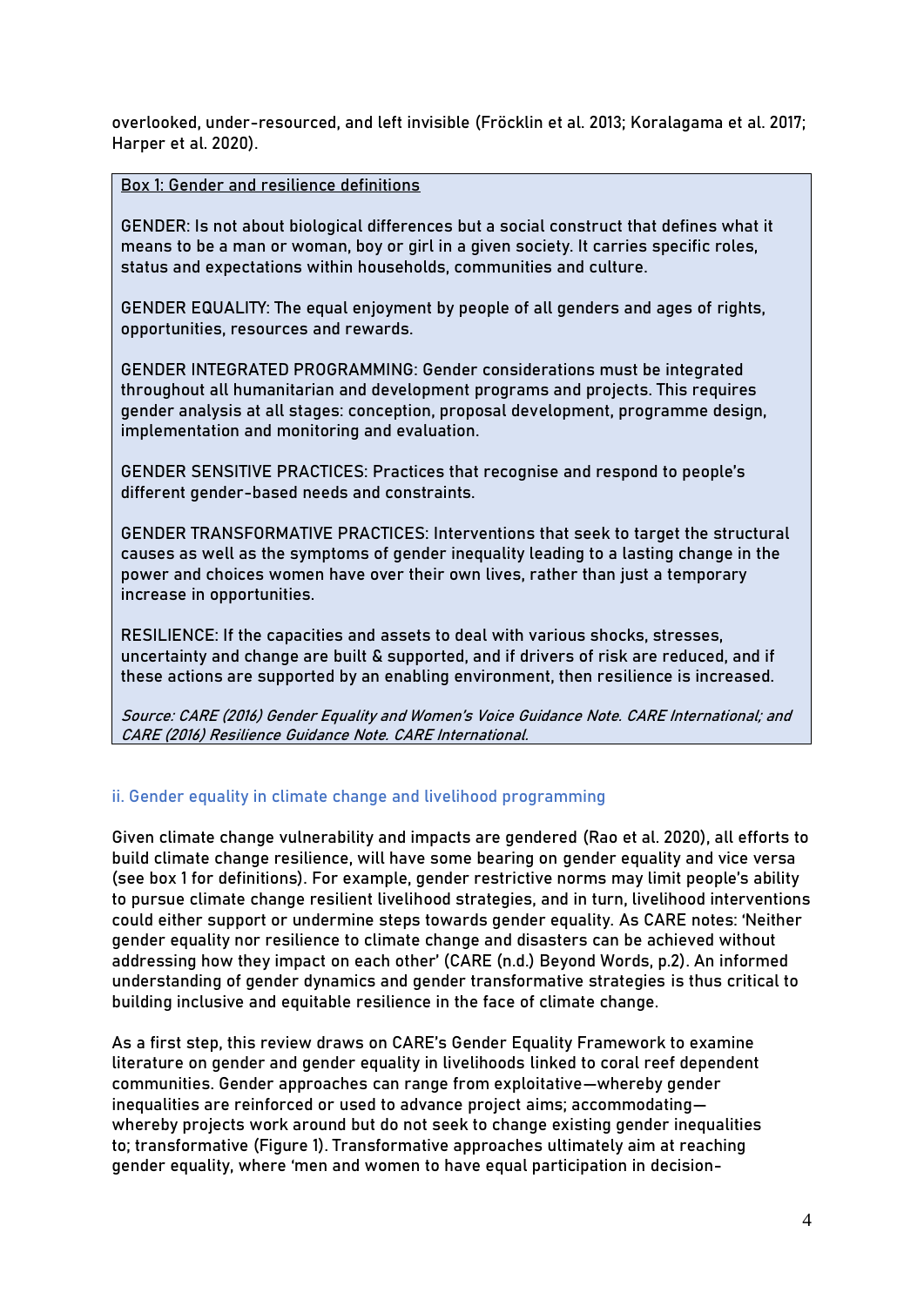overlooked, under-resourced, and left invisible (Fröcklin et al. 2013; Koralagama et al. 2017; Harper et al. 2020).

> Box 1: Gender and resilience definitions
>
> GENDER: Is not about biological differences but a social construct that defines what it means to be a man or woman, boy or girl in a given society. It carries specific roles, status and expectations within households, communities and culture.
>
> GENDER EQUALITY: The equal enjoyment by people of all genders and ages of rights, opportunities, resources and rewards.
>
> GENDER INTEGRATED PROGRAMMING: Gender considerations must be integrated throughout all humanitarian and development programs and projects. This requires gender analysis at all stages: conception, proposal development, programme design, implementation and monitoring and evaluation.
>
> GENDER SENSITIVE PRACTICES: Practices that recognise and respond to people's different gender-based needs and constraints.
>
> GENDER TRANSFORMATIVE PRACTICES: Interventions that seek to target the structural causes as well as the symptoms of gender inequality leading to a lasting change in the power and choices women have over their own lives, rather than just a temporary increase in opportunities.
>
> RESILIENCE: If the capacities and assets to deal with various shocks, stresses, uncertainty and change are built & supported, and if drivers of risk are reduced, and if these actions are supported by an enabling environment, then resilience is increased.
>
> *Source: CARE (2016) Gender Equality and Women's Voice Guidance Note. CARE International; and CARE (2016) Resilience Guidance Note. CARE International.*

### ii. Gender equality in climate change and livelihood programming

Given climate change vulnerability and impacts are gendered (Rao et al. 2020), all efforts to build climate change resilience, will have some bearing on gender equality and vice versa (see box 1 for definitions). For example, gender restrictive norms may limit people's ability to pursue climate change resilient livelihood strategies, and in turn, livelihood interventions could either support or undermine steps towards gender equality. As CARE notes: 'Neither gender equality nor resilience to climate change and disasters can be achieved without addressing how they impact on each other' (CARE (n.d.) Beyond Words, p.2). An informed understanding of gender dynamics and gender transformative strategies is thus critical to building inclusive and equitable resilience in the face of climate change.

As a first step, this review draws on CARE's Gender Equality Framework to examine literature on gender and gender equality in livelihoods linked to coral reef dependent communities. Gender approaches can range from exploitative—whereby gender inequalities are reinforced or used to advance project aims; accommodating—whereby projects work around but do not seek to change existing gender inequalities to; transformative (Figure 1). Transformative approaches ultimately aim at reaching gender equality, where 'men and women to have equal participation in decision-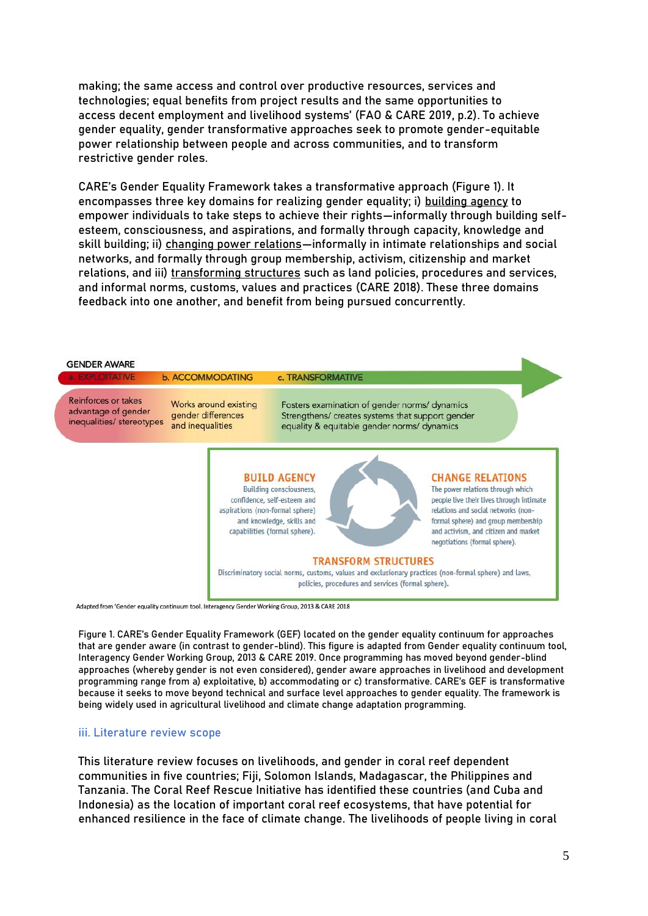making; the same access and control over productive resources, services and technologies; equal benefits from project results and the same opportunities to access decent employment and livelihood systems' (FAO & CARE 2019, p.2). To achieve gender equality, gender transformative approaches seek to promote gender-equitable power relationship between people and across communities, and to transform restrictive gender roles.

CARE's Gender Equality Framework takes a transformative approach (Figure 1). It encompasses three key domains for realizing gender equality; i) building agency to empower individuals to take steps to achieve their rights—informally through building self-esteem, consciousness, and aspirations, and formally through capacity, knowledge and skill building; ii) changing power relations—informally in intimate relationships and social networks, and formally through group membership, activism, citizenship and market relations, and iii) transforming structures such as land policies, procedures and services, and informal norms, customs, values and practices (CARE 2018). These three domains feedback into one another, and benefit from being pursued concurrently.

GENDER AWARE

| a. EXPLOITATIVE | b. ACCOMMODATING | c. TRANSFORMATIVE |
|---|---|---|
| Reinforces or takes advantage of gender inequalities/ stereotypes | Works around existing gender differences and inequalities | Fosters examination of gender norms/ dynamics Strengthens/ creates systems that support gender equality & equitable gender norms/ dynamics |

**BUILD AGENCY**
Building consciousness, confidence, self-esteem and aspirations (non-formal sphere) and knowledge, skills and capabilities (formal sphere).

**CHANGE RELATIONS**
The power relations through which people live their lives through intimate relations and social networks (non-formal sphere) and group membership and activism, and citizen and market negotiations (formal sphere).

**TRANSFORM STRUCTURES**
Discriminatory social norms, customs, values and exclusionary practices (non-formal sphere) and laws, policies, procedures and services (formal sphere).

Adapted from 'Gender equality continuum tool. Interagency Gender Working Group, 2013 & CARE 2018

Figure 1. CARE's Gender Equality Framework (GEF) located on the gender equality continuum for approaches that are gender aware (in contrast to gender-blind). This figure is adapted from Gender equality continuum tool, Interagency Gender Working Group, 2013 & CARE 2019. Once programming has moved beyond gender-blind approaches (whereby gender is not even considered), gender aware approaches in livelihood and development programming range from a) exploitative, b) accommodating or c) transformative. CARE's GEF is transformative because it seeks to move beyond technical and surface level approaches to gender equality. The framework is being widely used in agricultural livelihood and climate change adaptation programming.

### iii. Literature review scope

This literature review focuses on livelihoods, and gender in coral reef dependent communities in five countries; Fiji, Solomon Islands, Madagascar, the Philippines and Tanzania. The Coral Reef Rescue Initiative has identified these countries (and Cuba and Indonesia) as the location of important coral reef ecosystems, that have potential for enhanced resilience in the face of climate change. The livelihoods of people living in coral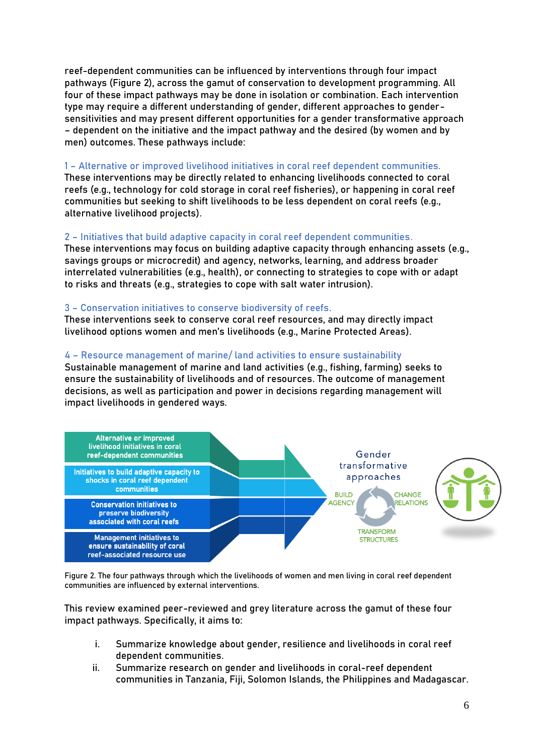reef-dependent communities can be influenced by interventions through four impact pathways (Figure 2), across the gamut of conservation to development programming. All four of these impact pathways may be done in isolation or combination. Each intervention type may require a different understanding of gender, different approaches to gender-sensitivities and may present different opportunities for a gender transformative approach – dependent on the initiative and the impact pathway and the desired (by women and by men) outcomes. These pathways include:

### 1 – Alternative or improved livelihood initiatives in coral reef dependent communities.

These interventions may be directly related to enhancing livelihoods connected to coral reefs (e.g., technology for cold storage in coral reef fisheries), or happening in coral reef communities but seeking to shift livelihoods to be less dependent on coral reefs (e.g., alternative livelihood projects).

### 2 – Initiatives that build adaptive capacity in coral reef dependent communities.

These interventions may focus on building adaptive capacity through enhancing assets (e.g., savings groups or microcredit) and agency, networks, learning, and address broader interrelated vulnerabilities (e.g., health), or connecting to strategies to cope with or adapt to risks and threats (e.g., strategies to cope with salt water intrusion).

### 3 – Conservation initiatives to conserve biodiversity of reefs.

These interventions seek to conserve coral reef resources, and may directly impact livelihood options women and men's livelihoods (e.g., Marine Protected Areas).

### 4 – Resource management of marine/ land activities to ensure sustainability

Sustainable management of marine and land activities (e.g., fishing, farming) seeks to ensure the sustainability of livelihoods and of resources. The outcome of management decisions, as well as participation and power in decisions regarding management will impact livelihoods in gendered ways.

Figure 2. The four pathways through which the livelihoods of women and men living in coral reef dependent communities are influenced by external interventions.

This review examined peer-reviewed and grey literature across the gamut of these four impact pathways. Specifically, it aims to:

i. Summarize knowledge about gender, resilience and livelihoods in coral reef dependent communities.
ii. Summarize research on gender and livelihoods in coral-reef dependent communities in Tanzania, Fiji, Solomon Islands, the Philippines and Madagascar.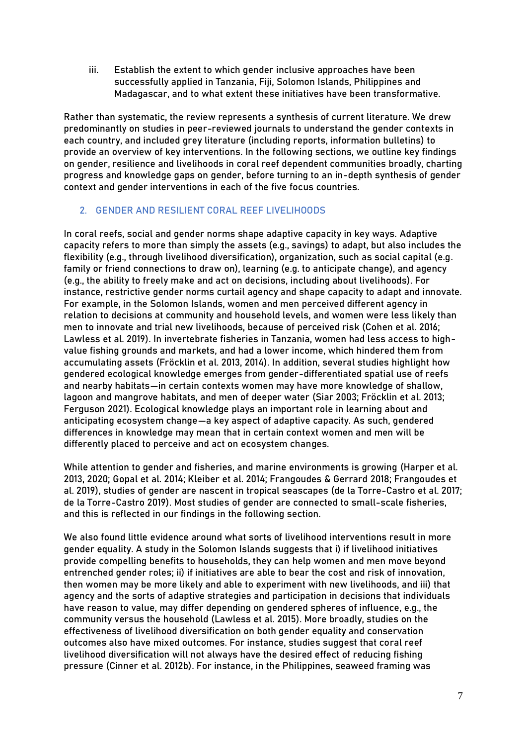iii. Establish the extent to which gender inclusive approaches have been successfully applied in Tanzania, Fiji, Solomon Islands, Philippines and Madagascar, and to what extent these initiatives have been transformative.

Rather than systematic, the review represents a synthesis of current literature. We drew predominantly on studies in peer-reviewed journals to understand the gender contexts in each country, and included grey literature (including reports, information bulletins) to provide an overview of key interventions. In the following sections, we outline key findings on gender, resilience and livelihoods in coral reef dependent communities broadly, charting progress and knowledge gaps on gender, before turning to an in-depth synthesis of gender context and gender interventions in each of the five focus countries.

## 2. GENDER AND RESILIENT CORAL REEF LIVELIHOODS

In coral reefs, social and gender norms shape adaptive capacity in key ways. Adaptive capacity refers to more than simply the assets (e.g., savings) to adapt, but also includes the flexibility (e.g., through livelihood diversification), organization, such as social capital (e.g. family or friend connections to draw on), learning (e.g. to anticipate change), and agency (e.g., the ability to freely make and act on decisions, including about livelihoods). For instance, restrictive gender norms curtail agency and shape capacity to adapt and innovate. For example, in the Solomon Islands, women and men perceived different agency in relation to decisions at community and household levels, and women were less likely than men to innovate and trial new livelihoods, because of perceived risk (Cohen et al. 2016; Lawless et al. 2019). In invertebrate fisheries in Tanzania, women had less access to high-value fishing grounds and markets, and had a lower income, which hindered them from accumulating assets (Fröcklin et al. 2013, 2014). In addition, several studies highlight how gendered ecological knowledge emerges from gender-differentiated spatial use of reefs and nearby habitats—in certain contexts women may have more knowledge of shallow, lagoon and mangrove habitats, and men of deeper water (Siar 2003; Fröcklin et al. 2013; Ferguson 2021). Ecological knowledge plays an important role in learning about and anticipating ecosystem change—a key aspect of adaptive capacity. As such, gendered differences in knowledge may mean that in certain context women and men will be differently placed to perceive and act on ecosystem changes.

While attention to gender and fisheries, and marine environments is growing (Harper et al. 2013, 2020; Gopal et al. 2014; Kleiber et al. 2014; Frangoudes & Gerrard 2018; Frangoudes et al. 2019), studies of gender are nascent in tropical seascapes (de la Torre-Castro et al. 2017; de la Torre-Castro 2019). Most studies of gender are connected to small-scale fisheries, and this is reflected in our findings in the following section.

We also found little evidence around what sorts of livelihood interventions result in more gender equality. A study in the Solomon Islands suggests that i) if livelihood initiatives provide compelling benefits to households, they can help women and men move beyond entrenched gender roles; ii) if initiatives are able to bear the cost and risk of innovation, then women may be more likely and able to experiment with new livelihoods, and iii) that agency and the sorts of adaptive strategies and participation in decisions that individuals have reason to value, may differ depending on gendered spheres of influence, e.g., the community versus the household (Lawless et al. 2015). More broadly, studies on the effectiveness of livelihood diversification on both gender equality and conservation outcomes also have mixed outcomes. For instance, studies suggest that coral reef livelihood diversification will not always have the desired effect of reducing fishing pressure (Cinner et al. 2012b). For instance, in the Philippines, seaweed framing was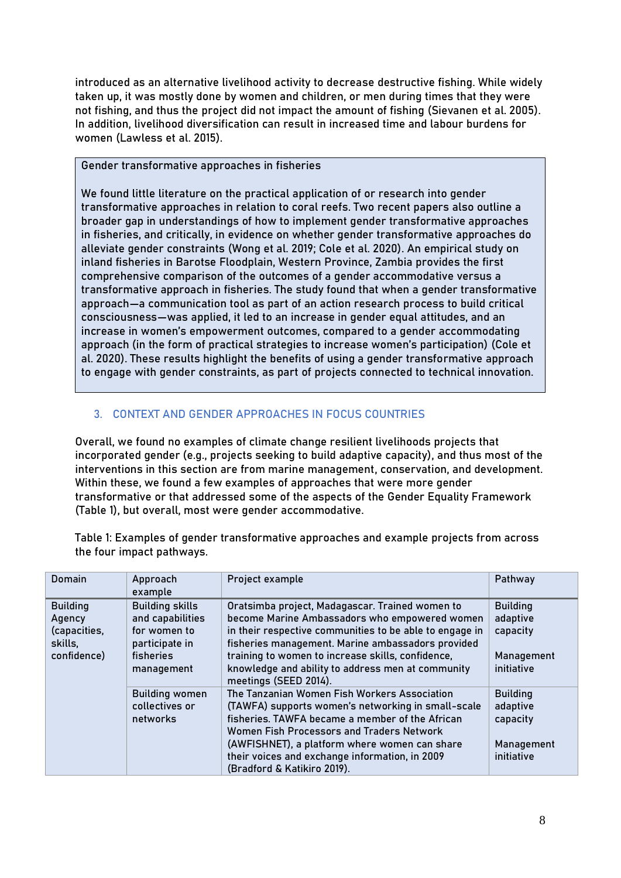introduced as an alternative livelihood activity to decrease destructive fishing. While widely taken up, it was mostly done by women and children, or men during times that they were not fishing, and thus the project did not impact the amount of fishing (Sievanen et al. 2005). In addition, livelihood diversification can result in increased time and labour burdens for women (Lawless et al. 2015).

> **Gender transformative approaches in fisheries**
>
> We found little literature on the practical application of or research into gender transformative approaches in relation to coral reefs. Two recent papers also outline a broader gap in understandings of how to implement gender transformative approaches in fisheries, and critically, in evidence on whether gender transformative approaches do alleviate gender constraints (Wong et al. 2019; Cole et al. 2020). An empirical study on inland fisheries in Barotse Floodplain, Western Province, Zambia provides the first comprehensive comparison of the outcomes of a gender accommodative versus a transformative approach in fisheries. The study found that when a gender transformative approach—a communication tool as part of an action research process to build critical consciousness—was applied, it led to an increase in gender equal attitudes, and an increase in women's empowerment outcomes, compared to a gender accommodating approach (in the form of practical strategies to increase women's participation) (Cole et al. 2020). These results highlight the benefits of using a gender transformative approach to engage with gender constraints, as part of projects connected to technical innovation.

## 3. CONTEXT AND GENDER APPROACHES IN FOCUS COUNTRIES

Overall, we found no examples of climate change resilient livelihoods projects that incorporated gender (e.g., projects seeking to build adaptive capacity), and thus most of the interventions in this section are from marine management, conservation, and development. Within these, we found a few examples of approaches that were more gender transformative or that addressed some of the aspects of the Gender Equality Framework (Table 1), but overall, most were gender accommodative.

Table 1: Examples of gender transformative approaches and example projects from across the four impact pathways.

| Domain | Approach example | Project example | Pathway |
|---|---|---|---|
| Building Agency (capacities, skills, confidence) | Building skills and capabilities for women to participate in fisheries management | Oratsimba project, Madagascar. Trained women to become Marine Ambassadors who empowered women in their respective communities to be able to engage in fisheries management. Marine ambassadors provided training to women to increase skills, confidence, knowledge and ability to address men at community meetings (SEED 2014). | Building adaptive capacity<br><br>Management initiative |
| | Building women collectives or networks | The Tanzanian Women Fish Workers Association (TAWFA) supports women's networking in small-scale fisheries. TAWFA became a member of the African Women Fish Processors and Traders Network (AWFISHNET), a platform where women can share their voices and exchange information, in 2009 (Bradford & Katikiro 2019). | Building adaptive capacity<br><br>Management initiative |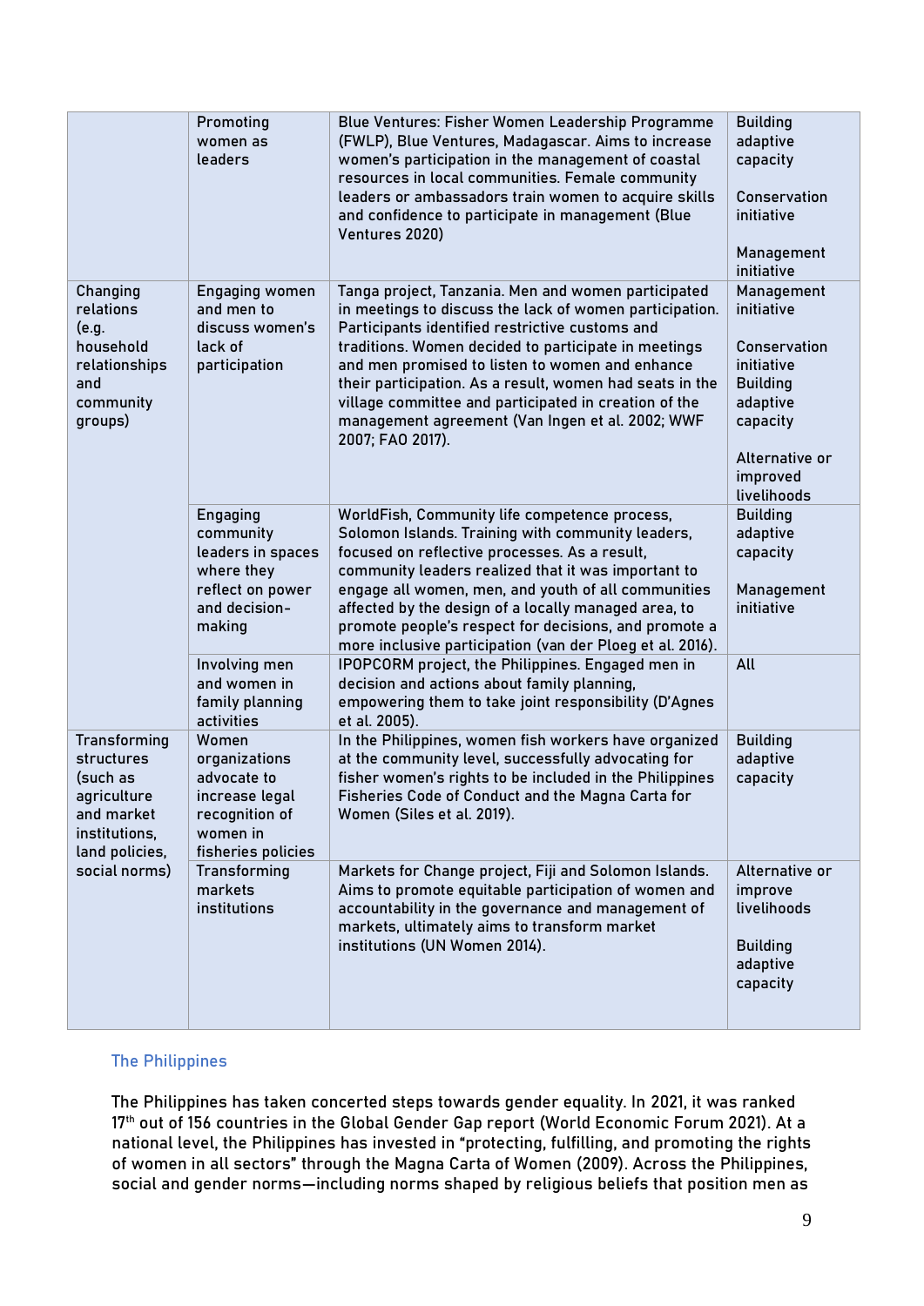|  |  |  |  |
|---|---|---|---|
|  | Promoting women as leaders | Blue Ventures: Fisher Women Leadership Programme (FWLP), Blue Ventures, Madagascar. Aims to increase women's participation in the management of coastal resources in local communities. Female community leaders or ambassadors train women to acquire skills and confidence to participate in management (Blue Ventures 2020) | Building adaptive capacity<br><br>Conservation initiative<br><br>Management initiative |
| Changing relations (e.g. household relationships and community groups) | Engaging women and men to discuss women's lack of participation | Tanga project, Tanzania. Men and women participated in meetings to discuss the lack of women participation. Participants identified restrictive customs and traditions. Women decided to participate in meetings and men promised to listen to women and enhance their participation. As a result, women had seats in the village committee and participated in creation of the management agreement (Van Ingen et al. 2002; WWF 2007; FAO 2017). | Management initiative<br><br>Conservation initiative<br>Building adaptive capacity<br><br>Alternative or improved livelihoods |
|  | Engaging community leaders in spaces where they reflect on power and decision-making | WorldFish, Community life competence process, Solomon Islands. Training with community leaders, focused on reflective processes. As a result, community leaders realized that it was important to engage all women, men, and youth of all communities affected by the design of a locally managed area, to promote people's respect for decisions, and promote a more inclusive participation (van der Ploeg et al. 2016). | Building adaptive capacity<br><br>Management initiative |
|  | Involving men and women in family planning activities | IPOPCORM project, the Philippines. Engaged men in decision and actions about family planning, empowering them to take joint responsibility (D'Agnes et al. 2005). | All |
| Transforming structures (such as agriculture and market institutions, land policies, social norms) | Women organizations advocate to increase legal recognition of women in fisheries policies | In the Philippines, women fish workers have organized at the community level, successfully advocating for fisher women's rights to be included in the Philippines Fisheries Code of Conduct and the Magna Carta for Women (Siles et al. 2019). | Building adaptive capacity |
|  | Transforming markets institutions | Markets for Change project, Fiji and Solomon Islands. Aims to promote equitable participation of women and accountability in the governance and management of markets, ultimately aims to transform market institutions (UN Women 2014). | Alternative or improve livelihoods<br><br>Building adaptive capacity |

### The Philippines

The Philippines has taken concerted steps towards gender equality. In 2021, it was ranked 17th out of 156 countries in the Global Gender Gap report (World Economic Forum 2021). At a national level, the Philippines has invested in "protecting, fulfilling, and promoting the rights of women in all sectors" through the Magna Carta of Women (2009). Across the Philippines, social and gender norms—including norms shaped by religious beliefs that position men as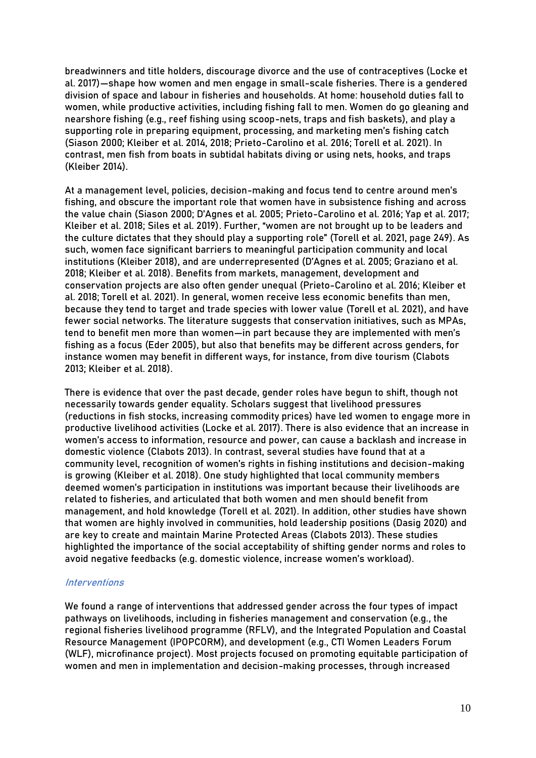breadwinners and title holders, discourage divorce and the use of contraceptives (Locke et al. 2017)—shape how women and men engage in small-scale fisheries. There is a gendered division of space and labour in fisheries and households. At home: household duties fall to women, while productive activities, including fishing fall to men. Women do go gleaning and nearshore fishing (e.g., reef fishing using scoop-nets, traps and fish baskets), and play a supporting role in preparing equipment, processing, and marketing men's fishing catch (Siason 2000; Kleiber et al. 2014, 2018; Prieto-Carolino et al. 2016; Torell et al. 2021). In contrast, men fish from boats in subtidal habitats diving or using nets, hooks, and traps (Kleiber 2014).

At a management level, policies, decision-making and focus tend to centre around men's fishing, and obscure the important role that women have in subsistence fishing and across the value chain (Siason 2000; D'Agnes et al. 2005; Prieto-Carolino et al. 2016; Yap et al. 2017; Kleiber et al. 2018; Siles et al. 2019). Further, "women are not brought up to be leaders and the culture dictates that they should play a supporting role" (Torell et al. 2021, page 249). As such, women face significant barriers to meaningful participation community and local institutions (Kleiber 2018), and are underrepresented (D'Agnes et al. 2005; Graziano et al. 2018; Kleiber et al. 2018). Benefits from markets, management, development and conservation projects are also often gender unequal (Prieto-Carolino et al. 2016; Kleiber et al. 2018; Torell et al. 2021). In general, women receive less economic benefits than men, because they tend to target and trade species with lower value (Torell et al. 2021), and have fewer social networks. The literature suggests that conservation initiatives, such as MPAs, tend to benefit men more than women—in part because they are implemented with men's fishing as a focus (Eder 2005), but also that benefits may be different across genders, for instance women may benefit in different ways, for instance, from dive tourism (Clabots 2013; Kleiber et al. 2018).

There is evidence that over the past decade, gender roles have begun to shift, though not necessarily towards gender equality. Scholars suggest that livelihood pressures (reductions in fish stocks, increasing commodity prices) have led women to engage more in productive livelihood activities (Locke et al. 2017). There is also evidence that an increase in women's access to information, resource and power, can cause a backlash and increase in domestic violence (Clabots 2013). In contrast, several studies have found that at a community level, recognition of women's rights in fishing institutions and decision-making is growing (Kleiber et al. 2018). One study highlighted that local community members deemed women's participation in institutions was important because their livelihoods are related to fisheries, and articulated that both women and men should benefit from management, and hold knowledge (Torell et al. 2021). In addition, other studies have shown that women are highly involved in communities, hold leadership positions (Dasig 2020) and are key to create and maintain Marine Protected Areas (Clabots 2013). These studies highlighted the importance of the social acceptability of shifting gender norms and roles to avoid negative feedbacks (e.g. domestic violence, increase women's workload).

#### *Interventions*

We found a range of interventions that addressed gender across the four types of impact pathways on livelihoods, including in fisheries management and conservation (e.g., the regional fisheries livelihood programme (RFLV), and the Integrated Population and Coastal Resource Management (IPOPCORM), and development (e.g., CTI Women Leaders Forum (WLF), microfinance project). Most projects focused on promoting equitable participation of women and men in implementation and decision-making processes, through increased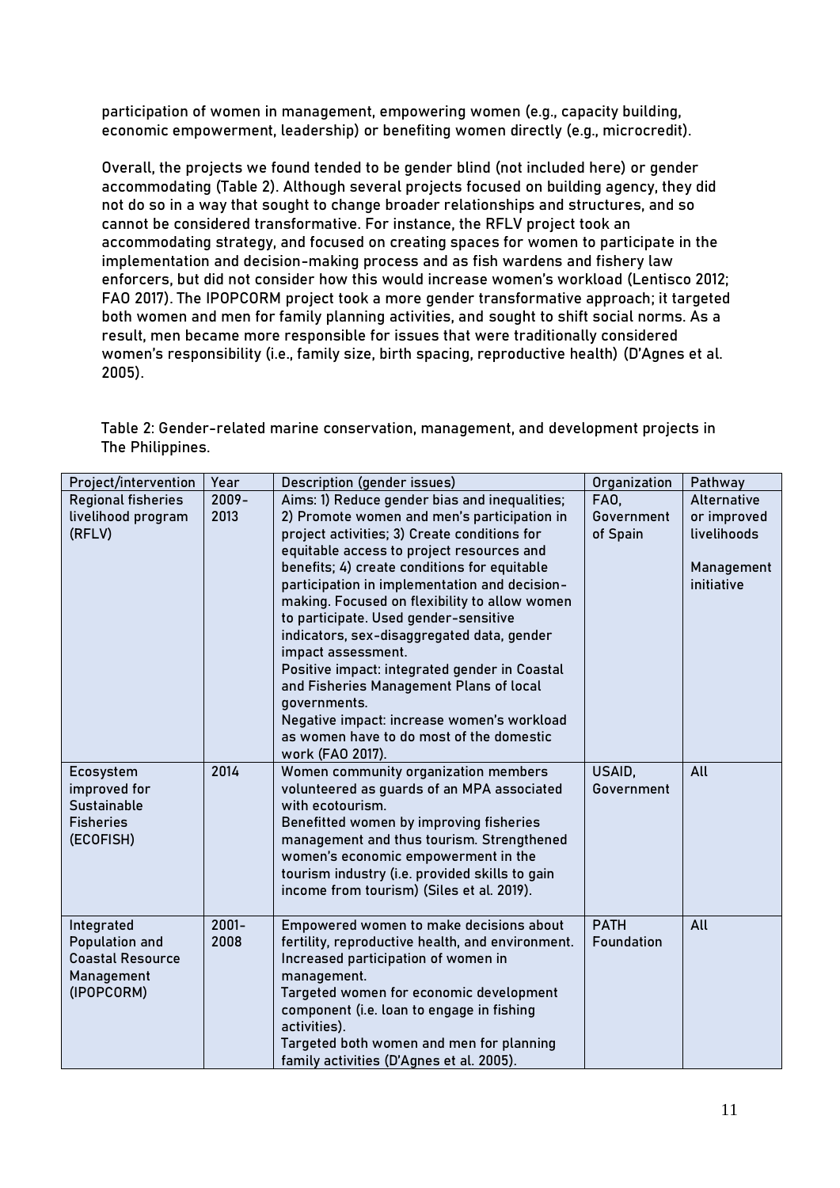participation of women in management, empowering women (e.g., capacity building, economic empowerment, leadership) or benefiting women directly (e.g., microcredit).

Overall, the projects we found tended to be gender blind (not included here) or gender accommodating (Table 2). Although several projects focused on building agency, they did not do so in a way that sought to change broader relationships and structures, and so cannot be considered transformative. For instance, the RFLV project took an accommodating strategy, and focused on creating spaces for women to participate in the implementation and decision-making process and as fish wardens and fishery law enforcers, but did not consider how this would increase women's workload (Lentisco 2012; FAO 2017). The IPOPCORM project took a more gender transformative approach; it targeted both women and men for family planning activities, and sought to shift social norms. As a result, men became more responsible for issues that were traditionally considered women's responsibility (i.e., family size, birth spacing, reproductive health) (D'Agnes et al. 2005).

Table 2: Gender-related marine conservation, management, and development projects in The Philippines.

| Project/intervention | Year | Description (gender issues) | Organization | Pathway |
|---|---|---|---|---|
| Regional fisheries livelihood program (RFLV) | 2009-2013 | Aims: 1) Reduce gender bias and inequalities; 2) Promote women and men's participation in project activities; 3) Create conditions for equitable access to project resources and benefits; 4) create conditions for equitable participation in implementation and decision-making. Focused on flexibility to allow women to participate. Used gender-sensitive indicators, sex-disaggregated data, gender impact assessment.<br>Positive impact: integrated gender in Coastal and Fisheries Management Plans of local governments.<br>Negative impact: increase women's workload as women have to do most of the domestic work (FAO 2017). | FAO, Government of Spain | Alternative or improved livelihoods<br><br>Management initiative |
| Ecosystem improved for Sustainable Fisheries (ECOFISH) | 2014 | Women community organization members volunteered as guards of an MPA associated with ecotourism.<br>Benefitted women by improving fisheries management and thus tourism. Strengthened women's economic empowerment in the tourism industry (i.e. provided skills to gain income from tourism) (Siles et al. 2019). | USAID, Government | All |
| Integrated Population and Coastal Resource Management (IPOPCORM) | 2001-2008 | Empowered women to make decisions about fertility, reproductive health, and environment. Increased participation of women in management.<br>Targeted women for economic development component (i.e. loan to engage in fishing activities).<br>Targeted both women and men for planning family activities (D'Agnes et al. 2005). | PATH Foundation | All |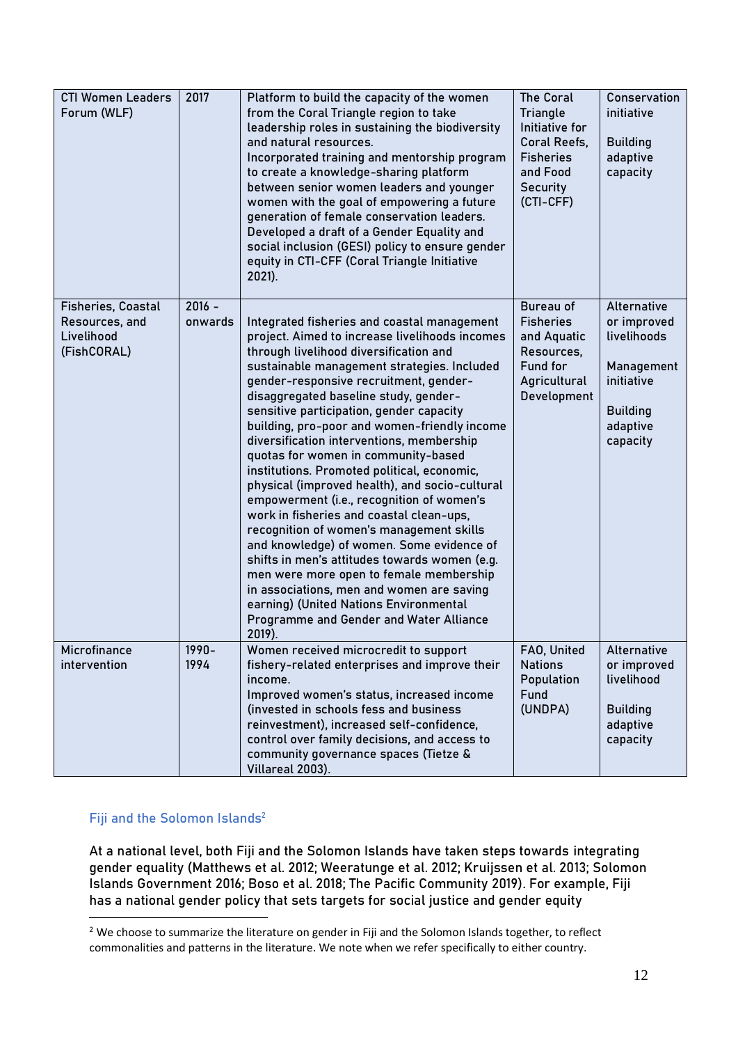| CTI Women Leaders Forum (WLF) | 2017 | Platform to build the capacity of the women from the Coral Triangle region to take leadership roles in sustaining the biodiversity and natural resources. Incorporated training and mentorship program to create a knowledge-sharing platform between senior women leaders and younger women with the goal of empowering a future generation of female conservation leaders. Developed a draft of a Gender Equality and social inclusion (GESI) policy to ensure gender equity in CTI-CFF (Coral Triangle Initiative 2021). | The Coral Triangle Initiative for Coral Reefs, Fisheries and Food Security (CTI-CFF) | Conservation initiative<br><br>Building adaptive capacity |
|---|---|---|---|---|
| Fisheries, Coastal Resources, and Livelihood (FishCORAL) | 2016 - onwards | Integrated fisheries and coastal management project. Aimed to increase livelihoods incomes through livelihood diversification and sustainable management strategies. Included gender-responsive recruitment, gender-disaggregated baseline study, gender-sensitive participation, gender capacity building, pro-poor and women-friendly income diversification interventions, membership quotas for women in community-based institutions. Promoted political, economic, physical (improved health), and socio-cultural empowerment (i.e., recognition of women's work in fisheries and coastal clean-ups, recognition of women's management skills and knowledge) of women. Some evidence of shifts in men's attitudes towards women (e.g. men were more open to female membership in associations, men and women are saving earning) (United Nations Environmental Programme and Gender and Water Alliance 2019). | Bureau of Fisheries and Aquatic Resources, Fund for Agricultural Development | Alternative or improved livelihoods<br><br>Management initiative<br><br>Building adaptive capacity |
| Microfinance intervention | 1990-1994 | Women received microcredit to support fishery-related enterprises and improve their income. Improved women's status, increased income (invested in schools fess and business reinvestment), increased self-confidence, control over family decisions, and access to community governance spaces (Tietze & Villareal 2003). | FAO, United Nations Population Fund (UNDPA) | Alternative or improved livelihood<br><br>Building adaptive capacity |

### Fiji and the Solomon Islands[2]

At a national level, both Fiji and the Solomon Islands have taken steps towards integrating gender equality (Matthews et al. 2012; Weeratunge et al. 2012; Kruijssen et al. 2013; Solomon Islands Government 2016; Boso et al. 2018; The Pacific Community 2019). For example, Fiji has a national gender policy that sets targets for social justice and gender equity

[2] We choose to summarize the literature on gender in Fiji and the Solomon Islands together, to reflect commonalities and patterns in the literature. We note when we refer specifically to either country.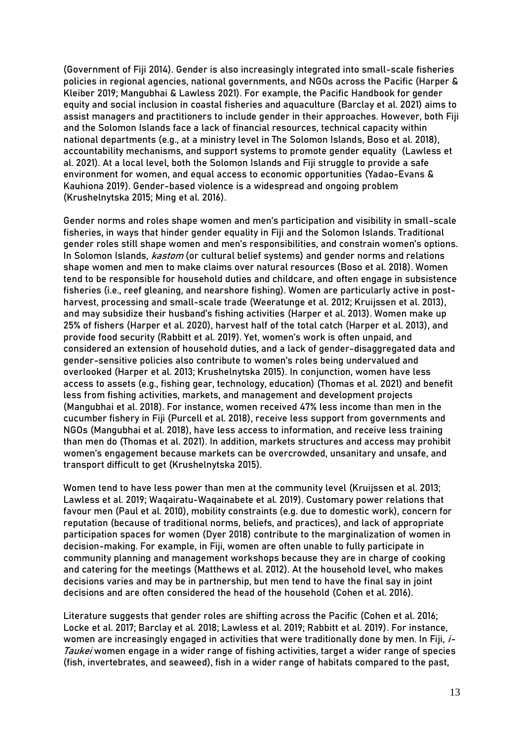(Government of Fiji 2014). Gender is also increasingly integrated into small-scale fisheries policies in regional agencies, national governments, and NGOs across the Pacific (Harper & Kleiber 2019; Mangubhai & Lawless 2021). For example, the Pacific Handbook for gender equity and social inclusion in coastal fisheries and aquaculture (Barclay et al. 2021) aims to assist managers and practitioners to include gender in their approaches. However, both Fiji and the Solomon Islands face a lack of financial resources, technical capacity within national departments (e.g., at a ministry level in The Solomon Islands, Boso et al. 2018), accountability mechanisms, and support systems to promote gender equality (Lawless et al. 2021). At a local level, both the Solomon Islands and Fiji struggle to provide a safe environment for women, and equal access to economic opportunities (Yadao-Evans & Kauhiona 2019). Gender-based violence is a widespread and ongoing problem (Krushelnytska 2015; Ming et al. 2016).

Gender norms and roles shape women and men's participation and visibility in small-scale fisheries, in ways that hinder gender equality in Fiji and the Solomon Islands. Traditional gender roles still shape women and men's responsibilities, and constrain women's options. In Solomon Islands, *kastom* (or cultural belief systems) and gender norms and relations shape women and men to make claims over natural resources (Boso et al. 2018). Women tend to be responsible for household duties and childcare, and often engage in subsistence fisheries (i.e., reef gleaning, and nearshore fishing). Women are particularly active in post-harvest, processing and small-scale trade (Weeratunge et al. 2012; Kruijssen et al. 2013), and may subsidize their husband's fishing activities (Harper et al. 2013). Women make up 25% of fishers (Harper et al. 2020), harvest half of the total catch (Harper et al. 2013), and provide food security (Rabbitt et al. 2019). Yet, women's work is often unpaid, and considered an extension of household duties, and a lack of gender-disaggregated data and gender-sensitive policies also contribute to women's roles being undervalued and overlooked (Harper et al. 2013; Krushelnytska 2015). In conjunction, women have less access to assets (e.g., fishing gear, technology, education) (Thomas et al. 2021) and benefit less from fishing activities, markets, and management and development projects (Mangubhai et al. 2018). For instance, women received 47% less income than men in the cucumber fishery in Fiji (Purcell et al. 2018), receive less support from governments and NGOs (Mangubhai et al. 2018), have less access to information, and receive less training than men do (Thomas et al. 2021). In addition, markets structures and access may prohibit women's engagement because markets can be overcrowded, unsanitary and unsafe, and transport difficult to get (Krushelnytska 2015).

Women tend to have less power than men at the community level (Kruijssen et al. 2013; Lawless et al. 2019; Waqairatu-Waqainabete et al. 2019). Customary power relations that favour men (Paul et al. 2010), mobility constraints (e.g. due to domestic work), concern for reputation (because of traditional norms, beliefs, and practices), and lack of appropriate participation spaces for women (Dyer 2018) contribute to the marginalization of women in decision-making. For example, in Fiji, women are often unable to fully participate in community planning and management workshops because they are in charge of cooking and catering for the meetings (Matthews et al. 2012). At the household level, who makes decisions varies and may be in partnership, but men tend to have the final say in joint decisions and are often considered the head of the household (Cohen et al. 2016).

Literature suggests that gender roles are shifting across the Pacific (Cohen et al. 2016; Locke et al. 2017; Barclay et al. 2018; Lawless et al. 2019; Rabbitt et al. 2019). For instance, women are increasingly engaged in activities that were traditionally done by men. In Fiji, *i-Taukei* women engage in a wider range of fishing activities, target a wider range of species (fish, invertebrates, and seaweed), fish in a wider range of habitats compared to the past,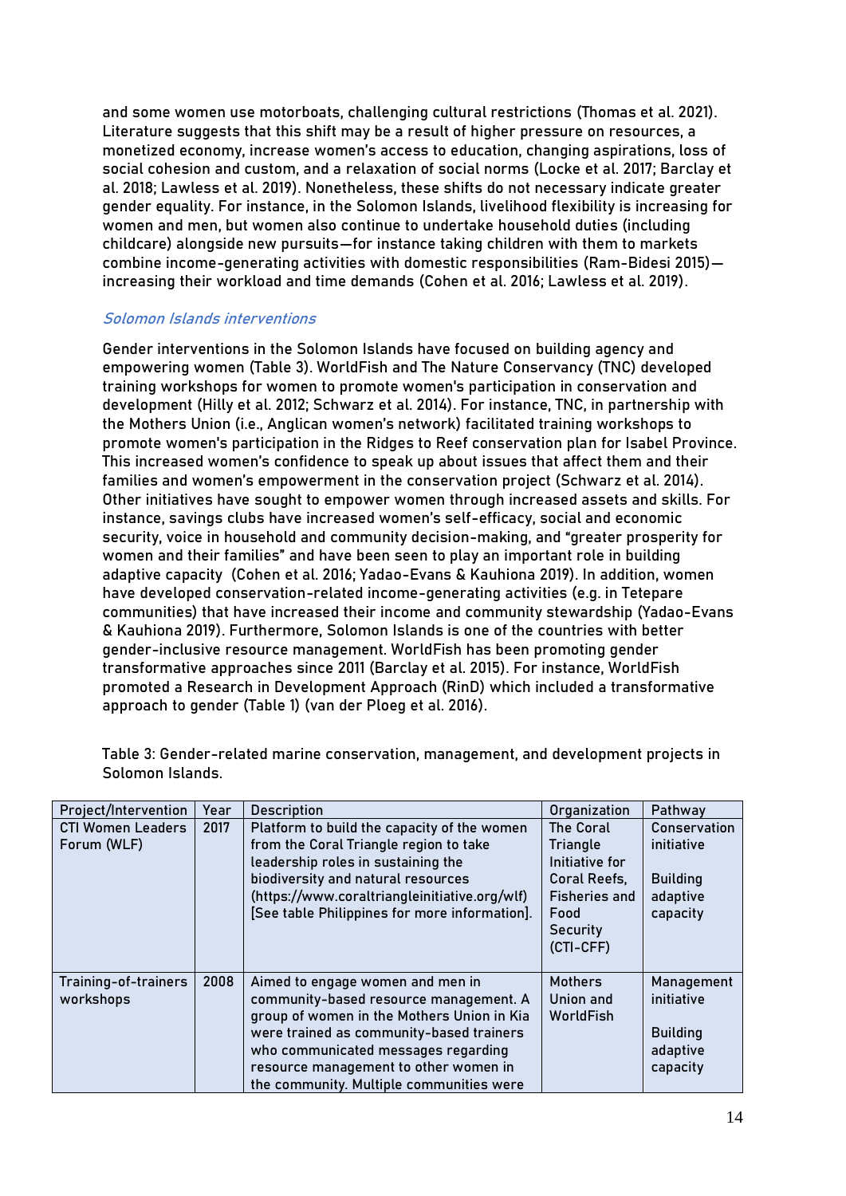and some women use motorboats, challenging cultural restrictions (Thomas et al. 2021). Literature suggests that this shift may be a result of higher pressure on resources, a monetized economy, increase women's access to education, changing aspirations, loss of social cohesion and custom, and a relaxation of social norms (Locke et al. 2017; Barclay et al. 2018; Lawless et al. 2019). Nonetheless, these shifts do not necessary indicate greater gender equality. For instance, in the Solomon Islands, livelihood flexibility is increasing for women and men, but women also continue to undertake household duties (including childcare) alongside new pursuits—for instance taking children with them to markets combine income-generating activities with domestic responsibilities (Ram-Bidesi 2015)—increasing their workload and time demands (Cohen et al. 2016; Lawless et al. 2019).

### *Solomon Islands interventions*

Gender interventions in the Solomon Islands have focused on building agency and empowering women (Table 3). WorldFish and The Nature Conservancy (TNC) developed training workshops for women to promote women's participation in conservation and development (Hilly et al. 2012; Schwarz et al. 2014). For instance, TNC, in partnership with the Mothers Union (i.e., Anglican women's network) facilitated training workshops to promote women's participation in the Ridges to Reef conservation plan for Isabel Province. This increased women's confidence to speak up about issues that affect them and their families and women's empowerment in the conservation project (Schwarz et al. 2014). Other initiatives have sought to empower women through increased assets and skills. For instance, savings clubs have increased women's self-efficacy, social and economic security, voice in household and community decision-making, and "greater prosperity for women and their families" and have been seen to play an important role in building adaptive capacity (Cohen et al. 2016; Yadao-Evans & Kauhiona 2019). In addition, women have developed conservation-related income-generating activities (e.g. in Tetepare communities) that have increased their income and community stewardship (Yadao-Evans & Kauhiona 2019). Furthermore, Solomon Islands is one of the countries with better gender-inclusive resource management. WorldFish has been promoting gender transformative approaches since 2011 (Barclay et al. 2015). For instance, WorldFish promoted a Research in Development Approach (RinD) which included a transformative approach to gender (Table 1) (van der Ploeg et al. 2016).

Table 3: Gender-related marine conservation, management, and development projects in Solomon Islands.

| Project/Intervention | Year | Description | Organization | Pathway |
|---|---|---|---|---|
| CTI Women Leaders Forum (WLF) | 2017 | Platform to build the capacity of the women from the Coral Triangle region to take leadership roles in sustaining the biodiversity and natural resources (https://www.coraltriangleinitiative.org/wlf) [See table Philippines for more information]. | The Coral Triangle Initiative for Coral Reefs, Fisheries and Food Security (CTI-CFF) | Conservation initiative<br><br>Building adaptive capacity |
| Training-of-trainers workshops | 2008 | Aimed to engage women and men in community-based resource management. A group of women in the Mothers Union in Kia were trained as community-based trainers who communicated messages regarding resource management to other women in the community. Multiple communities were | Mothers Union and WorldFish | Management initiative<br><br>Building adaptive capacity |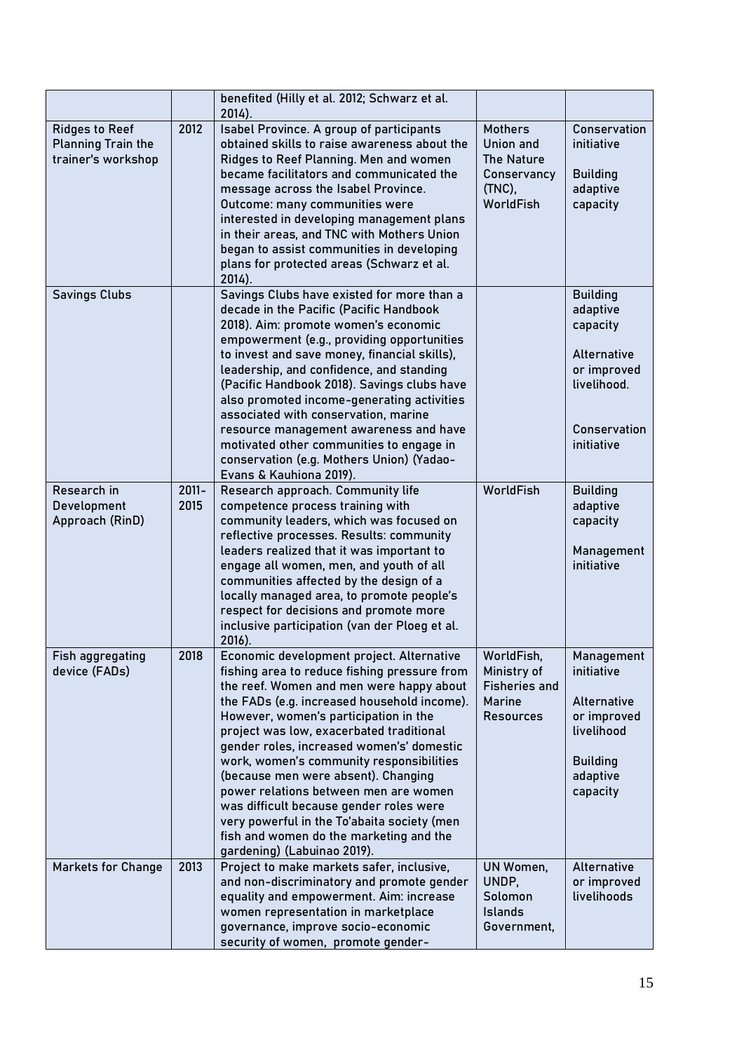| | | | | |
|---|---|---|---|---|
| | | benefited (Hilly et al. 2012; Schwarz et al. 2014). | | |
| Ridges to Reef Planning Train the trainer's workshop | 2012 | Isabel Province. A group of participants obtained skills to raise awareness about the Ridges to Reef Planning. Men and women became facilitators and communicated the message across the Isabel Province. Outcome: many communities were interested in developing management plans in their areas, and TNC with Mothers Union began to assist communities in developing plans for protected areas (Schwarz et al. 2014). | Mothers Union and The Nature Conservancy (TNC), WorldFish | Conservation initiative<br><br>Building adaptive capacity |
| Savings Clubs | | Savings Clubs have existed for more than a decade in the Pacific (Pacific Handbook 2018). Aim: promote women's economic empowerment (e.g., providing opportunities to invest and save money, financial skills), leadership, and confidence, and standing (Pacific Handbook 2018). Savings clubs have also promoted income-generating activities associated with conservation, marine resource management awareness and have motivated other communities to engage in conservation (e.g. Mothers Union) (Yadao-Evans & Kauhiona 2019). | | Building adaptive capacity<br><br>Alternative or improved livelihood.<br><br>Conservation initiative |
| Research in Development Approach (RinD) | 2011-2015 | Research approach. Community life competence process training with community leaders, which was focused on reflective processes. Results: community leaders realized that it was important to engage all women, men, and youth of all communities affected by the design of a locally managed area, to promote people's respect for decisions and promote more inclusive participation (van der Ploeg et al. 2016). | WorldFish | Building adaptive capacity<br><br>Management initiative |
| Fish aggregating device (FADs) | 2018 | Economic development project. Alternative fishing area to reduce fishing pressure from the reef. Women and men were happy about the FADs (e.g. increased household income). However, women's participation in the project was low, exacerbated traditional gender roles, increased women's' domestic work, women's community responsibilities (because men were absent). Changing power relations between men are women was difficult because gender roles were very powerful in the To'abaita society (men fish and women do the marketing and the gardening) (Labuinao 2019). | WorldFish, Ministry of Fisheries and Marine Resources | Management initiative<br><br>Alternative or improved livelihood<br><br>Building adaptive capacity |
| Markets for Change | 2013 | Project to make markets safer, inclusive, and non-discriminatory and promote gender equality and empowerment. Aim: increase women representation in marketplace governance, improve socio-economic security of women, promote gender- | UN Women, UNDP, Solomon Islands Government, | Alternative or improved livelihoods |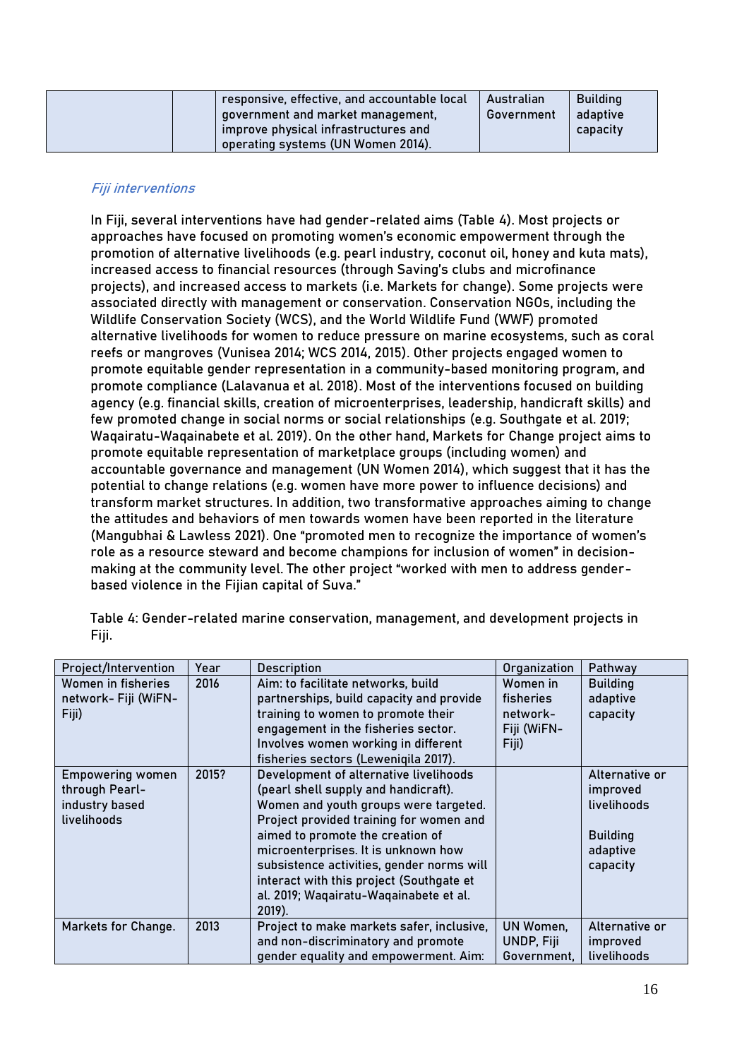| | | responsive, effective, and accountable local government and market management, improve physical infrastructures and operating systems (UN Women 2014). | Australian Government | Building adaptive capacity |
|---|---|---|---|---|

### *Fiji interventions*

In Fiji, several interventions have had gender-related aims (Table 4). Most projects or approaches have focused on promoting women's economic empowerment through the promotion of alternative livelihoods (e.g. pearl industry, coconut oil, honey and kuta mats), increased access to financial resources (through Saving's clubs and microfinance projects), and increased access to markets (i.e. Markets for change). Some projects were associated directly with management or conservation. Conservation NGOs, including the Wildlife Conservation Society (WCS), and the World Wildlife Fund (WWF) promoted alternative livelihoods for women to reduce pressure on marine ecosystems, such as coral reefs or mangroves (Vunisea 2014; WCS 2014, 2015). Other projects engaged women to promote equitable gender representation in a community-based monitoring program, and promote compliance (Lalavanua et al. 2018). Most of the interventions focused on building agency (e.g. financial skills, creation of microenterprises, leadership, handicraft skills) and few promoted change in social norms or social relationships (e.g. Southgate et al. 2019; Waqairatu-Waqainabete et al. 2019). On the other hand, Markets for Change project aims to promote equitable representation of marketplace groups (including women) and accountable governance and management (UN Women 2014), which suggest that it has the potential to change relations (e.g. women have more power to influence decisions) and transform market structures. In addition, two transformative approaches aiming to change the attitudes and behaviors of men towards women have been reported in the literature (Mangubhai & Lawless 2021). One "promoted men to recognize the importance of women's role as a resource steward and become champions for inclusion of women" in decision-making at the community level. The other project "worked with men to address gender-based violence in the Fijian capital of Suva."

Table 4: Gender-related marine conservation, management, and development projects in Fiji.

| Project/Intervention | Year | Description | Organization | Pathway |
|---|---|---|---|---|
| Women in fisheries network- Fiji (WiFN-Fiji) | 2016 | Aim: to facilitate networks, build partnerships, build capacity and provide training to women to promote their engagement in the fisheries sector. Involves women working in different fisheries sectors (Leweniqila 2017). | Women in fisheries network-Fiji (WiFN-Fiji) | Building adaptive capacity |
| Empowering women through Pearl-industry based livelihoods | 2015? | Development of alternative livelihoods (pearl shell supply and handicraft). Women and youth groups were targeted. Project provided training for women and aimed to promote the creation of microenterprises. It is unknown how subsistence activities, gender norms will interact with this project (Southgate et al. 2019; Waqairatu-Waqainabete et al. 2019). | | Alternative or improved livelihoods<br><br>Building adaptive capacity |
| Markets for Change. | 2013 | Project to make markets safer, inclusive, and non-discriminatory and promote gender equality and empowerment. Aim: | UN Women, UNDP, Fiji Government, | Alternative or improved livelihoods |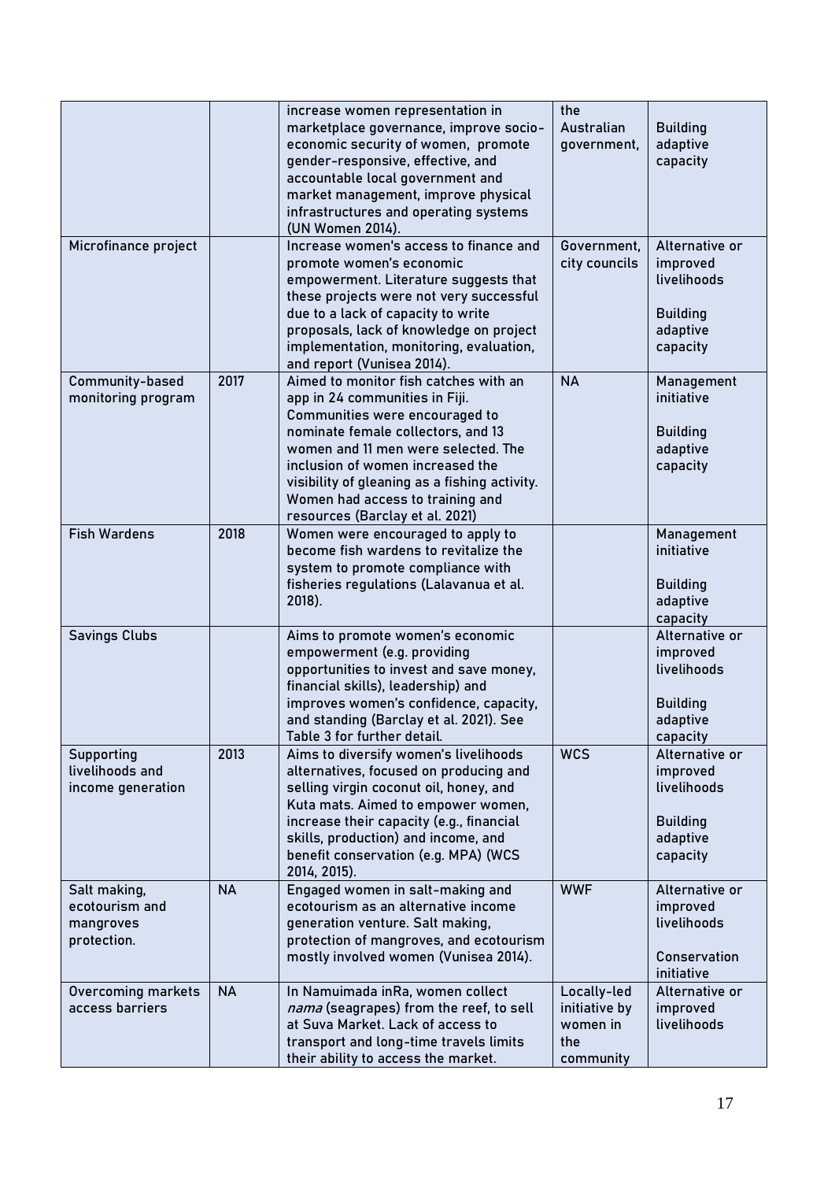| | | | | |
|---|---|---|---|---|
| | | increase women representation in marketplace governance, improve socio-economic security of women, promote gender-responsive, effective, and accountable local government and market management, improve physical infrastructures and operating systems (UN Women 2014). | the Australian government, | Building adaptive capacity |
| Microfinance project | | Increase women's access to finance and promote women's economic empowerment. Literature suggests that these projects were not very successful due to a lack of capacity to write proposals, lack of knowledge on project implementation, monitoring, evaluation, and report (Vunisea 2014). | Government, city councils | Alternative or improved livelihoods<br><br>Building adaptive capacity |
| Community-based monitoring program | 2017 | Aimed to monitor fish catches with an app in 24 communities in Fiji. Communities were encouraged to nominate female collectors, and 13 women and 11 men were selected. The inclusion of women increased the visibility of gleaning as a fishing activity. Women had access to training and resources (Barclay et al. 2021) | NA | Management initiative<br><br>Building adaptive capacity |
| Fish Wardens | 2018 | Women were encouraged to apply to become fish wardens to revitalize the system to promote compliance with fisheries regulations (Lalavanua et al. 2018). | | Management initiative<br><br>Building adaptive capacity |
| Savings Clubs | | Aims to promote women's economic empowerment (e.g. providing opportunities to invest and save money, financial skills), leadership) and improves women's confidence, capacity, and standing (Barclay et al. 2021). See Table 3 for further detail. | | Alternative or improved livelihoods<br><br>Building adaptive capacity |
| Supporting livelihoods and income generation | 2013 | Aims to diversify women's livelihoods alternatives, focused on producing and selling virgin coconut oil, honey, and Kuta mats. Aimed to empower women, increase their capacity (e.g., financial skills, production) and income, and benefit conservation (e.g. MPA) (WCS 2014, 2015). | WCS | Alternative or improved livelihoods<br><br>Building adaptive capacity |
| Salt making, ecotourism and mangroves protection. | NA | Engaged women in salt-making and ecotourism as an alternative income generation venture. Salt making, protection of mangroves, and ecotourism mostly involved women (Vunisea 2014). | WWF | Alternative or improved livelihoods<br><br>Conservation initiative |
| Overcoming markets access barriers | NA | In Namuimada inRa, women collect *nama* (seagrapes) from the reef, to sell at Suva Market. Lack of access to transport and long-time travels limits their ability to access the market. | Locally-led initiative by women in the community | Alternative or improved livelihoods |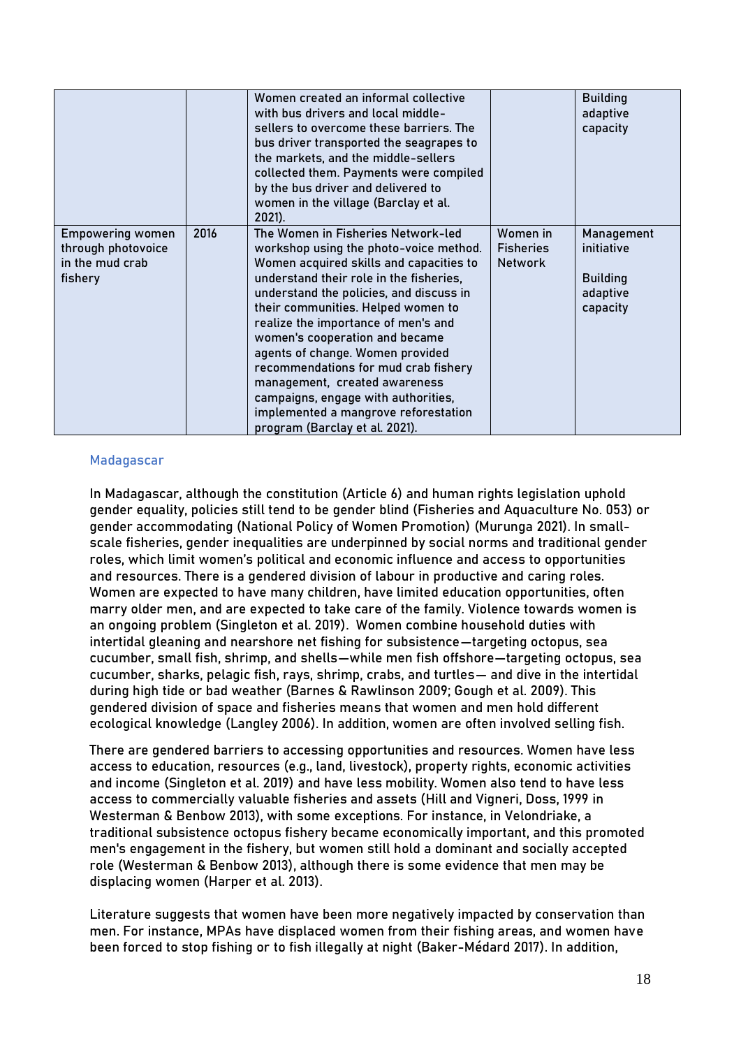| | | | | |
|---|---|---|---|---|
| | | Women created an informal collective with bus drivers and local middle-sellers to overcome these barriers. The bus driver transported the seagrapes to the markets, and the middle-sellers collected them. Payments were compiled by the bus driver and delivered to women in the village (Barclay et al. 2021). | | Building adaptive capacity |
| Empowering women through photovoice in the mud crab fishery | 2016 | The Women in Fisheries Network-led workshop using the photo-voice method. Women acquired skills and capacities to understand their role in the fisheries, understand the policies, and discuss in their communities. Helped women to realize the importance of men's and women's cooperation and became agents of change. Women provided recommendations for mud crab fishery management, created awareness campaigns, engage with authorities, implemented a mangrove reforestation program (Barclay et al. 2021). | Women in Fisheries Network | Management initiative<br><br>Building adaptive capacity |

### Madagascar

In Madagascar, although the constitution (Article 6) and human rights legislation uphold gender equality, policies still tend to be gender blind (Fisheries and Aquaculture No. 053) or gender accommodating (National Policy of Women Promotion) (Murunga 2021). In small-scale fisheries, gender inequalities are underpinned by social norms and traditional gender roles, which limit women's political and economic influence and access to opportunities and resources. There is a gendered division of labour in productive and caring roles. Women are expected to have many children, have limited education opportunities, often marry older men, and are expected to take care of the family. Violence towards women is an ongoing problem (Singleton et al. 2019). Women combine household duties with intertidal gleaning and nearshore net fishing for subsistence—targeting octopus, sea cucumber, small fish, shrimp, and shells—while men fish offshore—targeting octopus, sea cucumber, sharks, pelagic fish, rays, shrimp, crabs, and turtles— and dive in the intertidal during high tide or bad weather (Barnes & Rawlinson 2009; Gough et al. 2009). This gendered division of space and fisheries means that women and men hold different ecological knowledge (Langley 2006). In addition, women are often involved selling fish.

There are gendered barriers to accessing opportunities and resources. Women have less access to education, resources (e.g., land, livestock), property rights, economic activities and income (Singleton et al. 2019) and have less mobility. Women also tend to have less access to commercially valuable fisheries and assets (Hill and Vigneri, Doss, 1999 in Westerman & Benbow 2013), with some exceptions. For instance, in Velondriake, a traditional subsistence octopus fishery became economically important, and this promoted men's engagement in the fishery, but women still hold a dominant and socially accepted role (Westerman & Benbow 2013), although there is some evidence that men may be displacing women (Harper et al. 2013).

Literature suggests that women have been more negatively impacted by conservation than men. For instance, MPAs have displaced women from their fishing areas, and women have been forced to stop fishing or to fish illegally at night (Baker-Médard 2017). In addition,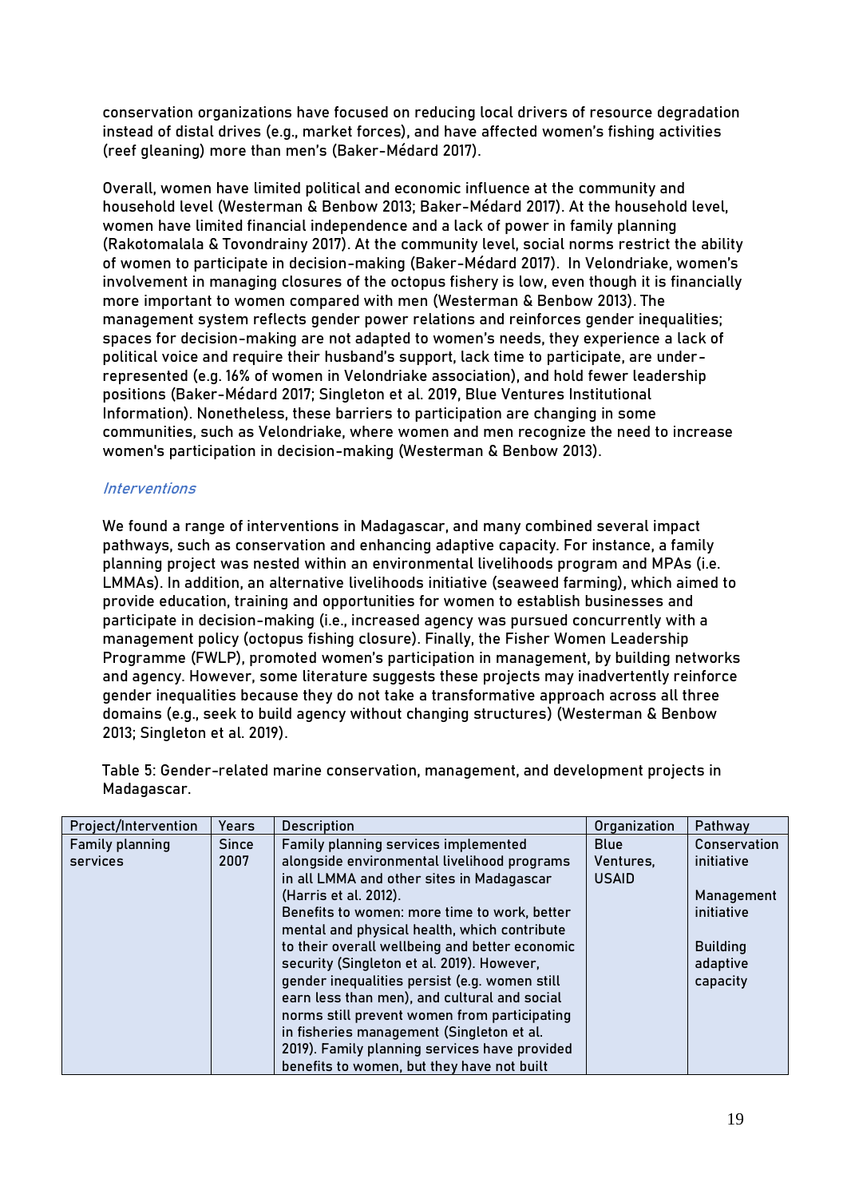conservation organizations have focused on reducing local drivers of resource degradation instead of distal drives (e.g., market forces), and have affected women's fishing activities (reef gleaning) more than men's (Baker-Médard 2017).

Overall, women have limited political and economic influence at the community and household level (Westerman & Benbow 2013; Baker-Médard 2017). At the household level, women have limited financial independence and a lack of power in family planning (Rakotomalala & Tovondrainy 2017). At the community level, social norms restrict the ability of women to participate in decision-making (Baker-Médard 2017). In Velondriake, women's involvement in managing closures of the octopus fishery is low, even though it is financially more important to women compared with men (Westerman & Benbow 2013). The management system reflects gender power relations and reinforces gender inequalities; spaces for decision-making are not adapted to women's needs, they experience a lack of political voice and require their husband's support, lack time to participate, are under-represented (e.g. 16% of women in Velondriake association), and hold fewer leadership positions (Baker-Médard 2017; Singleton et al. 2019, Blue Ventures Institutional Information). Nonetheless, these barriers to participation are changing in some communities, such as Velondriake, where women and men recognize the need to increase women's participation in decision-making (Westerman & Benbow 2013).

### *Interventions*

We found a range of interventions in Madagascar, and many combined several impact pathways, such as conservation and enhancing adaptive capacity. For instance, a family planning project was nested within an environmental livelihoods program and MPAs (i.e. LMMAs). In addition, an alternative livelihoods initiative (seaweed farming), which aimed to provide education, training and opportunities for women to establish businesses and participate in decision-making (i.e., increased agency was pursued concurrently with a management policy (octopus fishing closure). Finally, the Fisher Women Leadership Programme (FWLP), promoted women's participation in management, by building networks and agency. However, some literature suggests these projects may inadvertently reinforce gender inequalities because they do not take a transformative approach across all three domains (e.g., seek to build agency without changing structures) (Westerman & Benbow 2013; Singleton et al. 2019).

Table 5: Gender-related marine conservation, management, and development projects in Madagascar.

| Project/Intervention | Years | Description | Organization | Pathway |
|---|---|---|---|---|
| Family planning services | Since 2007 | Family planning services implemented alongside environmental livelihood programs in all LMMA and other sites in Madagascar (Harris et al. 2012). Benefits to women: more time to work, better mental and physical health, which contribute to their overall wellbeing and better economic security (Singleton et al. 2019). However, gender inequalities persist (e.g. women still earn less than men), and cultural and social norms still prevent women from participating in fisheries management (Singleton et al. 2019). Family planning services have provided benefits to women, but they have not built | Blue Ventures, USAID | Conservation initiative<br><br>Management initiative<br><br>Building adaptive capacity |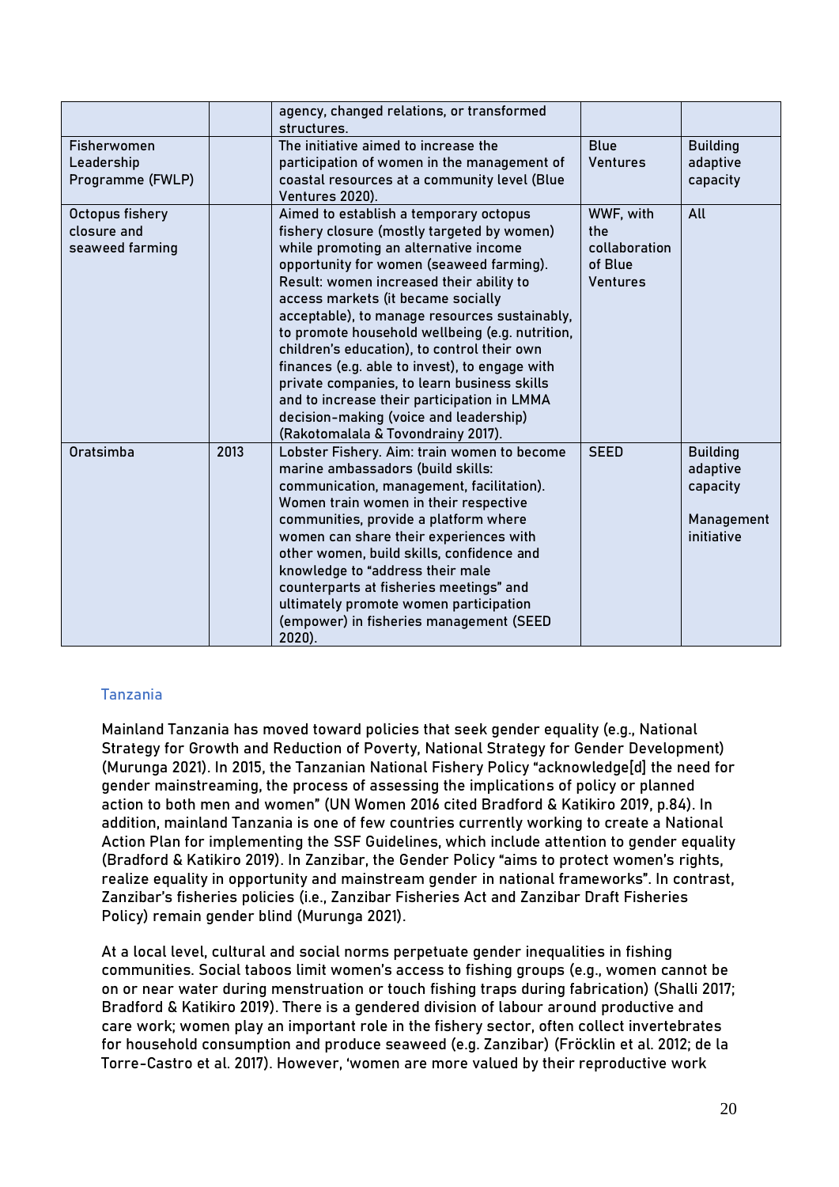| | | | | |
|---|---|---|---|---|
| | | agency, changed relations, or transformed structures. | | |
| Fisherwomen Leadership Programme (FWLP) | | The initiative aimed to increase the participation of women in the management of coastal resources at a community level (Blue Ventures 2020). | Blue Ventures | Building adaptive capacity |
| Octopus fishery closure and seaweed farming | | Aimed to establish a temporary octopus fishery closure (mostly targeted by women) while promoting an alternative income opportunity for women (seaweed farming). Result: women increased their ability to access markets (it became socially acceptable), to manage resources sustainably, to promote household wellbeing (e.g. nutrition, children's education), to control their own finances (e.g. able to invest), to engage with private companies, to learn business skills and to increase their participation in LMMA decision-making (voice and leadership) (Rakotomalala & Tovondrainy 2017). | WWF, with the collaboration of Blue Ventures | All |
| Oratsimba | 2013 | Lobster Fishery. Aim: train women to become marine ambassadors (build skills: communication, management, facilitation). Women train women in their respective communities, provide a platform where women can share their experiences with other women, build skills, confidence and knowledge to "address their male counterparts at fisheries meetings" and ultimately promote women participation (empower) in fisheries management (SEED 2020). | SEED | Building adaptive capacity<br><br>Management initiative |

### Tanzania

Mainland Tanzania has moved toward policies that seek gender equality (e.g., National Strategy for Growth and Reduction of Poverty, National Strategy for Gender Development) (Murunga 2021). In 2015, the Tanzanian National Fishery Policy "acknowledge[d] the need for gender mainstreaming, the process of assessing the implications of policy or planned action to both men and women" (UN Women 2016 cited Bradford & Katikiro 2019, p.84). In addition, mainland Tanzania is one of few countries currently working to create a National Action Plan for implementing the SSF Guidelines, which include attention to gender equality (Bradford & Katikiro 2019). In Zanzibar, the Gender Policy "aims to protect women's rights, realize equality in opportunity and mainstream gender in national frameworks". In contrast, Zanzibar's fisheries policies (i.e., Zanzibar Fisheries Act and Zanzibar Draft Fisheries Policy) remain gender blind (Murunga 2021).

At a local level, cultural and social norms perpetuate gender inequalities in fishing communities. Social taboos limit women's access to fishing groups (e.g., women cannot be on or near water during menstruation or touch fishing traps during fabrication) (Shalli 2017; Bradford & Katikiro 2019). There is a gendered division of labour around productive and care work; women play an important role in the fishery sector, often collect invertebrates for household consumption and produce seaweed (e.g. Zanzibar) (Fröcklin et al. 2012; de la Torre-Castro et al. 2017). However, 'women are more valued by their reproductive work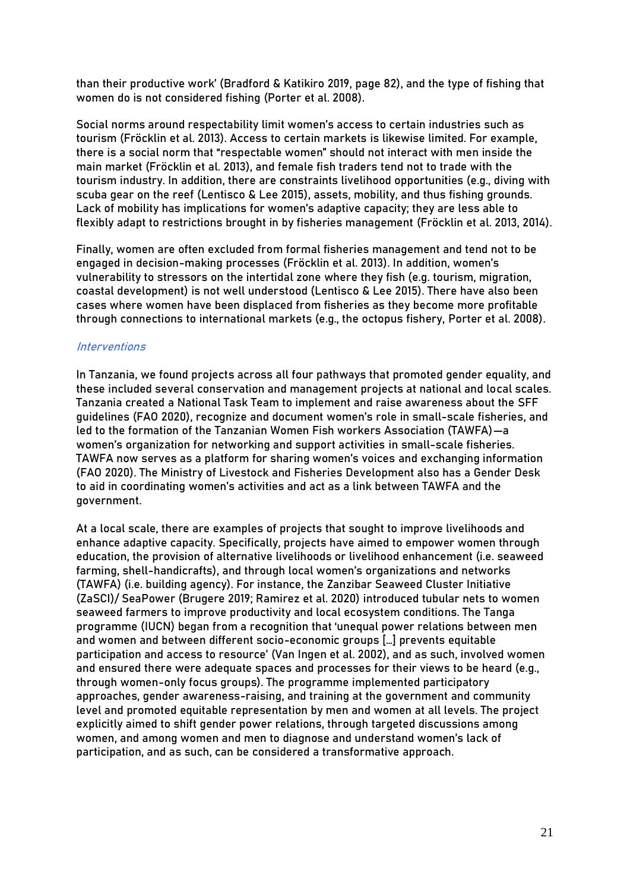than their productive work' (Bradford & Katikiro 2019, page 82), and the type of fishing that women do is not considered fishing (Porter et al. 2008).

Social norms around respectability limit women's access to certain industries such as tourism (Fröcklin et al. 2013). Access to certain markets is likewise limited. For example, there is a social norm that "respectable women" should not interact with men inside the main market (Fröcklin et al. 2013), and female fish traders tend not to trade with the tourism industry. In addition, there are constraints livelihood opportunities (e.g., diving with scuba gear on the reef (Lentisco & Lee 2015), assets, mobility, and thus fishing grounds. Lack of mobility has implications for women's adaptive capacity; they are less able to flexibly adapt to restrictions brought in by fisheries management (Fröcklin et al. 2013, 2014).

Finally, women are often excluded from formal fisheries management and tend not to be engaged in decision-making processes (Fröcklin et al. 2013). In addition, women's vulnerability to stressors on the intertidal zone where they fish (e.g. tourism, migration, coastal development) is not well understood (Lentisco & Lee 2015). There have also been cases where women have been displaced from fisheries as they become more profitable through connections to international markets (e.g., the octopus fishery, Porter et al. 2008).

### *Interventions*

In Tanzania, we found projects across all four pathways that promoted gender equality, and these included several conservation and management projects at national and local scales. Tanzania created a National Task Team to implement and raise awareness about the SFF guidelines (FAO 2020), recognize and document women's role in small-scale fisheries, and led to the formation of the Tanzanian Women Fish workers Association (TAWFA)—a women's organization for networking and support activities in small-scale fisheries. TAWFA now serves as a platform for sharing women's voices and exchanging information (FAO 2020). The Ministry of Livestock and Fisheries Development also has a Gender Desk to aid in coordinating women's activities and act as a link between TAWFA and the government.

At a local scale, there are examples of projects that sought to improve livelihoods and enhance adaptive capacity. Specifically, projects have aimed to empower women through education, the provision of alternative livelihoods or livelihood enhancement (i.e. seaweed farming, shell-handicrafts), and through local women's organizations and networks (TAWFA) (i.e. building agency). For instance, the Zanzibar Seaweed Cluster Initiative (ZaSCI)/ SeaPower (Brugere 2019; Ramirez et al. 2020) introduced tubular nets to women seaweed farmers to improve productivity and local ecosystem conditions. The Tanga programme (IUCN) began from a recognition that 'unequal power relations between men and women and between different socio-economic groups [...] prevents equitable participation and access to resource' (Van Ingen et al. 2002), and as such, involved women and ensured there were adequate spaces and processes for their views to be heard (e.g., through women-only focus groups). The programme implemented participatory approaches, gender awareness-raising, and training at the government and community level and promoted equitable representation by men and women at all levels. The project explicitly aimed to shift gender power relations, through targeted discussions among women, and among women and men to diagnose and understand women's lack of participation, and as such, can be considered a transformative approach.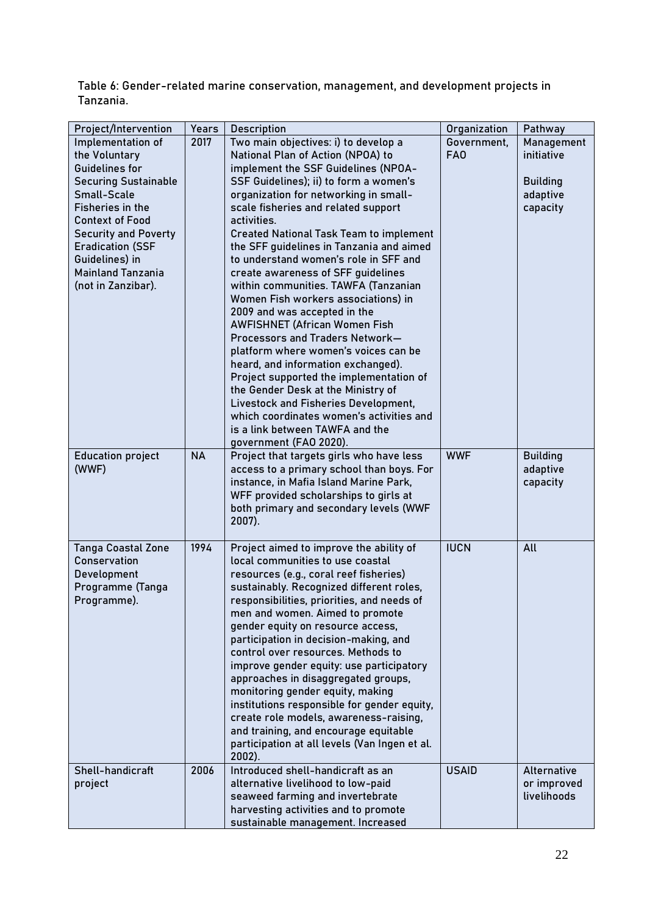Table 6: Gender-related marine conservation, management, and development projects in Tanzania.

| Project/Intervention | Years | Description | Organization | Pathway |
|---|---|---|---|---|
| Implementation of the Voluntary Guidelines for Securing Sustainable Small-Scale Fisheries in the Context of Food Security and Poverty Eradication (SSF Guidelines) in Mainland Tanzania (not in Zanzibar). | 2017 | Two main objectives: i) to develop a National Plan of Action (NPOA) to implement the SSF Guidelines (NPOA-SSF Guidelines); ii) to form a women's organization for networking in small-scale fisheries and related support activities. Created National Task Team to implement the SFF guidelines in Tanzania and aimed to understand women's role in SFF and create awareness of SFF guidelines within communities. TAWFA (Tanzanian Women Fish workers associations) in 2009 and was accepted in the AWFISHNET (African Women Fish Processors and Traders Network—platform where women's voices can be heard, and information exchanged). Project supported the implementation of the Gender Desk at the Ministry of Livestock and Fisheries Development, which coordinates women's activities and is a link between TAWFA and the government (FAO 2020). | Government, FAO | Management initiative<br><br>Building adaptive capacity |
| Education project (WWF) | NA | Project that targets girls who have less access to a primary school than boys. For instance, in Mafia Island Marine Park, WFF provided scholarships to girls at both primary and secondary levels (WWF 2007). | WWF | Building adaptive capacity |
| Tanga Coastal Zone Conservation Development Programme (Tanga Programme). | 1994 | Project aimed to improve the ability of local communities to use coastal resources (e.g., coral reef fisheries) sustainably. Recognized different roles, responsibilities, priorities, and needs of men and women. Aimed to promote gender equity on resource access, participation in decision-making, and control over resources. Methods to improve gender equity: use participatory approaches in disaggregated groups, monitoring gender equity, making institutions responsible for gender equity, create role models, awareness-raising, and training, and encourage equitable participation at all levels (Van Ingen et al. 2002). | IUCN | All |
| Shell-handicraft project | 2006 | Introduced shell-handicraft as an alternative livelihood to low-paid seaweed farming and invertebrate harvesting activities and to promote sustainable management. Increased | USAID | Alternative or improved livelihoods |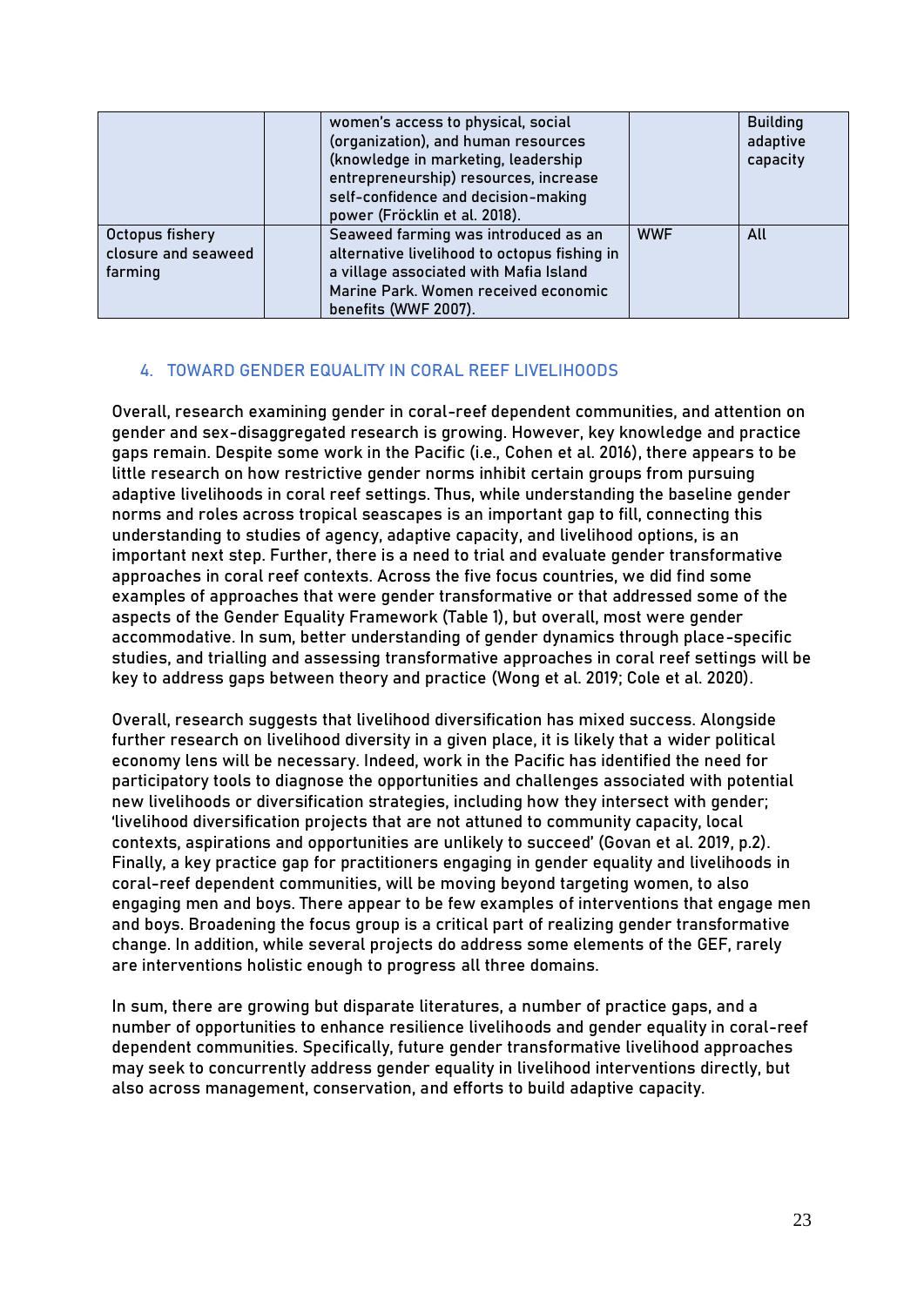|  |  | women's access to physical, social (organization), and human resources (knowledge in marketing, leadership entrepreneurship) resources, increase self-confidence and decision-making power (Fröcklin et al. 2018). |  | Building adaptive capacity |
|---|---|---|---|---|
| Octopus fishery closure and seaweed farming |  | Seaweed farming was introduced as an alternative livelihood to octopus fishing in a village associated with Mafia Island Marine Park. Women received economic benefits (WWF 2007). | WWF | All |

## 4. TOWARD GENDER EQUALITY IN CORAL REEF LIVELIHOODS

Overall, research examining gender in coral-reef dependent communities, and attention on gender and sex-disaggregated research is growing. However, key knowledge and practice gaps remain. Despite some work in the Pacific (i.e., Cohen et al. 2016), there appears to be little research on how restrictive gender norms inhibit certain groups from pursuing adaptive livelihoods in coral reef settings. Thus, while understanding the baseline gender norms and roles across tropical seascapes is an important gap to fill, connecting this understanding to studies of agency, adaptive capacity, and livelihood options, is an important next step. Further, there is a need to trial and evaluate gender transformative approaches in coral reef contexts. Across the five focus countries, we did find some examples of approaches that were gender transformative or that addressed some of the aspects of the Gender Equality Framework (Table 1), but overall, most were gender accommodative. In sum, better understanding of gender dynamics through place-specific studies, and trialling and assessing transformative approaches in coral reef settings will be key to address gaps between theory and practice (Wong et al. 2019; Cole et al. 2020).

Overall, research suggests that livelihood diversification has mixed success. Alongside further research on livelihood diversity in a given place, it is likely that a wider political economy lens will be necessary. Indeed, work in the Pacific has identified the need for participatory tools to diagnose the opportunities and challenges associated with potential new livelihoods or diversification strategies, including how they intersect with gender; 'livelihood diversification projects that are not attuned to community capacity, local contexts, aspirations and opportunities are unlikely to succeed' (Govan et al. 2019, p.2). Finally, a key practice gap for practitioners engaging in gender equality and livelihoods in coral-reef dependent communities, will be moving beyond targeting women, to also engaging men and boys. There appear to be few examples of interventions that engage men and boys. Broadening the focus group is a critical part of realizing gender transformative change. In addition, while several projects do address some elements of the GEF, rarely are interventions holistic enough to progress all three domains.

In sum, there are growing but disparate literatures, a number of practice gaps, and a number of opportunities to enhance resilience livelihoods and gender equality in coral-reef dependent communities. Specifically, future gender transformative livelihood approaches may seek to concurrently address gender equality in livelihood interventions directly, but also across management, conservation, and efforts to build adaptive capacity.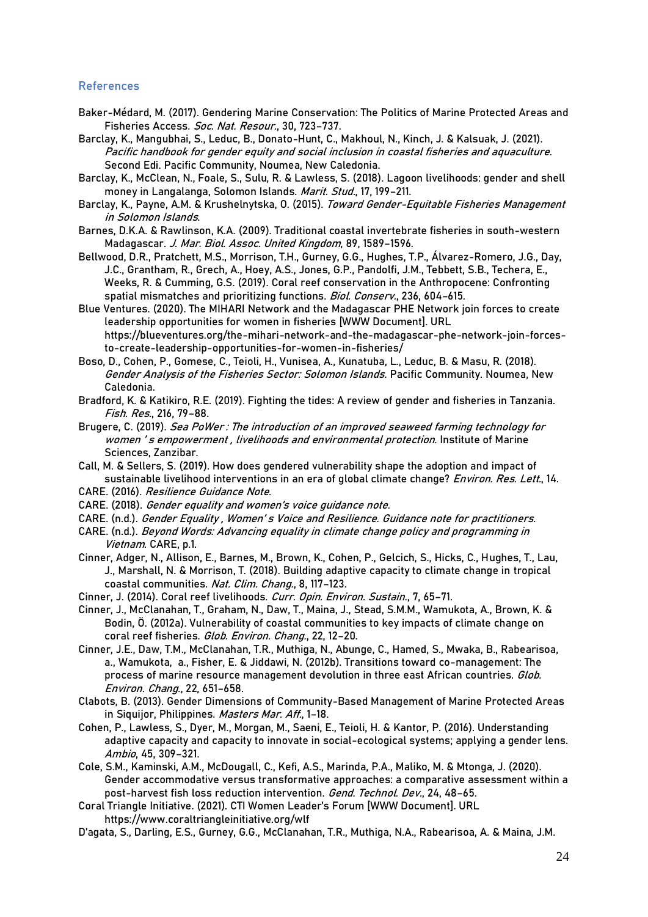### References

Baker-Médard, M. (2017). Gendering Marine Conservation: The Politics of Marine Protected Areas and Fisheries Access. *Soc. Nat. Resour.*, 30, 723–737.

Barclay, K., Mangubhai, S., Leduc, B., Donato-Hunt, C., Makhoul, N., Kinch, J. & Kalsuak, J. (2021). *Pacific handbook for gender equity and social inclusion in coastal fisheries and aquaculture*. Second Edi. Pacific Community, Noumea, New Caledonia.

Barclay, K., McClean, N., Foale, S., Sulu, R. & Lawless, S. (2018). Lagoon livelihoods: gender and shell money in Langalanga, Solomon Islands. *Marit. Stud.*, 17, 199–211.

Barclay, K., Payne, A.M. & Krushelnytska, O. (2015). *Toward Gender-Equitable Fisheries Management in Solomon Islands*.

Barnes, D.K.A. & Rawlinson, K.A. (2009). Traditional coastal invertebrate fisheries in south-western Madagascar. *J. Mar. Biol. Assoc. United Kingdom*, 89, 1589–1596.

Bellwood, D.R., Pratchett, M.S., Morrison, T.H., Gurney, G.G., Hughes, T.P., Álvarez-Romero, J.G., Day, J.C., Grantham, R., Grech, A., Hoey, A.S., Jones, G.P., Pandolfi, J.M., Tebbett, S.B., Techera, E., Weeks, R. & Cumming, G.S. (2019). Coral reef conservation in the Anthropocene: Confronting spatial mismatches and prioritizing functions. *Biol. Conserv.*, 236, 604–615.

Blue Ventures. (2020). The MIHARI Network and the Madagascar PHE Network join forces to create leadership opportunities for women in fisheries [WWW Document]. URL https://blueventures.org/the-mihari-network-and-the-madagascar-phe-network-join-forces-to-create-leadership-opportunities-for-women-in-fisheries/

Boso, D., Cohen, P., Gomese, C., Teioli, H., Vunisea, A., Kunatuba, L., Leduc, B. & Masu, R. (2018). *Gender Analysis of the Fisheries Sector: Solomon Islands*. Pacific Community. Noumea, New Caledonia.

Bradford, K. & Katikiro, R.E. (2019). Fighting the tides: A review of gender and fisheries in Tanzania. *Fish. Res.*, 216, 79–88.

Brugere, C. (2019). *Sea PoWer : The introduction of an improved seaweed farming technology for women ' s empowerment , livelihoods and environmental protection*. Institute of Marine Sciences, Zanzibar.

Call, M. & Sellers, S. (2019). How does gendered vulnerability shape the adoption and impact of sustainable livelihood interventions in an era of global climate change? *Environ. Res. Lett.*, 14.

CARE. (2016). *Resilience Guidance Note*.

CARE. (2018). *Gender equality and women's voice guidance note*.

CARE. (n.d.). *Gender Equality , Women' s Voice and Resilience. Guidance note for practitioners*.

CARE. (n.d.). *Beyond Words: Advancing equality in climate change policy and programming in Vietnam*. CARE, p.1.

Cinner, Adger, N., Allison, E., Barnes, M., Brown, K., Cohen, P., Gelcich, S., Hicks, C., Hughes, T., Lau, J., Marshall, N. & Morrison, T. (2018). Building adaptive capacity to climate change in tropical coastal communities. *Nat. Clim. Chang.*, 8, 117–123.

Cinner, J. (2014). Coral reef livelihoods. *Curr. Opin. Environ. Sustain.*, 7, 65–71.

Cinner, J., McClanahan, T., Graham, N., Daw, T., Maina, J., Stead, S.M.M., Wamukota, A., Brown, K. & Bodin, Ö. (2012a). Vulnerability of coastal communities to key impacts of climate change on coral reef fisheries. *Glob. Environ. Chang.*, 22, 12–20.

Cinner, J.E., Daw, T.M., McClanahan, T.R., Muthiga, N., Abunge, C., Hamed, S., Mwaka, B., Rabearisoa, a., Wamukota, a., Fisher, E. & Jiddawi, N. (2012b). Transitions toward co-management: The process of marine resource management devolution in three east African countries. *Glob. Environ. Chang.*, 22, 651–658.

Clabots, B. (2013). Gender Dimensions of Community-Based Management of Marine Protected Areas in Siquijor, Philippines. *Masters Mar. Aff.*, 1–18.

Cohen, P., Lawless, S., Dyer, M., Morgan, M., Saeni, E., Teioli, H. & Kantor, P. (2016). Understanding adaptive capacity and capacity to innovate in social-ecological systems; applying a gender lens. *Ambio*, 45, 309–321.

Cole, S.M., Kaminski, A.M., McDougall, C., Kefi, A.S., Marinda, P.A., Maliko, M. & Mtonga, J. (2020). Gender accommodative versus transformative approaches: a comparative assessment within a post-harvest fish loss reduction intervention. *Gend. Technol. Dev.*, 24, 48–65.

Coral Triangle Initiative. (2021). CTI Women Leader's Forum [WWW Document]. URL https://www.coraltriangleinitiative.org/wlf

D'agata, S., Darling, E.S., Gurney, G.G., McClanahan, T.R., Muthiga, N.A., Rabearisoa, A. & Maina, J.M.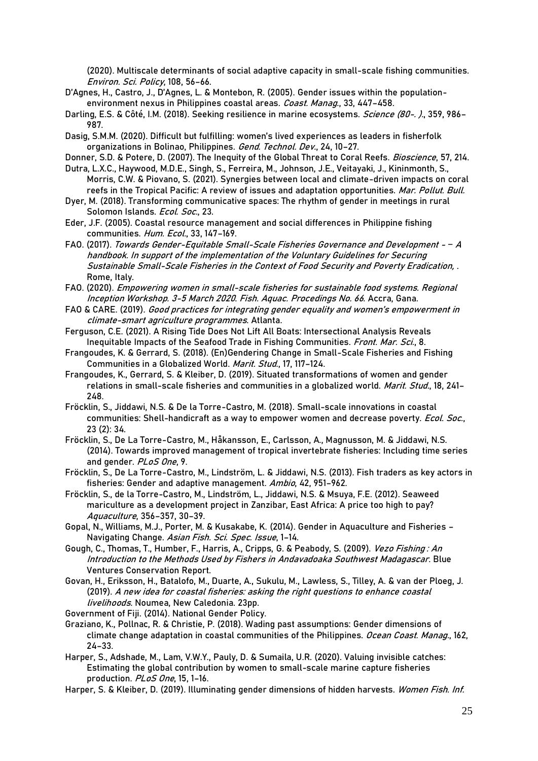(2020). Multiscale determinants of social adaptive capacity in small-scale fishing communities. *Environ. Sci. Policy*, 108, 56–66.

D'Agnes, H., Castro, J., D'Agnes, L. & Montebon, R. (2005). Gender issues within the population-environment nexus in Philippines coastal areas. *Coast. Manag.*, 33, 447–458.

Darling, E.S. & Côté, I.M. (2018). Seeking resilience in marine ecosystems. *Science (80-. ).*, 359, 986–987.

Dasig, S.M.M. (2020). Difficult but fulfilling: women's lived experiences as leaders in fisherfolk organizations in Bolinao, Philippines. *Gend. Technol. Dev.*, 24, 10–27.

Donner, S.D. & Potere, D. (2007). The Inequity of the Global Threat to Coral Reefs. *Bioscience*, 57, 214.

Dutra, L.X.C., Haywood, M.D.E., Singh, S., Ferreira, M., Johnson, J.E., Veitayaki, J., Kininmonth, S., Morris, C.W. & Piovano, S. (2021). Synergies between local and climate-driven impacts on coral reefs in the Tropical Pacific: A review of issues and adaptation opportunities. *Mar. Pollut. Bull.*

Dyer, M. (2018). Transforming communicative spaces: The rhythm of gender in meetings in rural Solomon Islands. *Ecol. Soc.*, 23.

Eder, J.F. (2005). Coastal resource management and social differences in Philippine fishing communities. *Hum. Ecol.*, 33, 147–169.

FAO. (2017). *Towards Gender-Equitable Small-Scale Fisheries Governance and Development - – A handbook. In support of the implementation of the Voluntary Guidelines for Securing Sustainable Small-Scale Fisheries in the Context of Food Security and Poverty Eradication,* . Rome, Italy.

FAO. (2020). *Empowering women in small-scale fisheries for sustainable food systems. Regional Inception Workshop. 3-5 March 2020. Fish. Aquac. Procedings No. 66*. Accra, Gana.

FAO & CARE. (2019). *Good practices for integrating gender equality and women's empowerment in climate-smart agriculture programmes*. Atlanta.

Ferguson, C.E. (2021). A Rising Tide Does Not Lift All Boats: Intersectional Analysis Reveals Inequitable Impacts of the Seafood Trade in Fishing Communities. *Front. Mar. Sci.*, 8.

Frangoudes, K. & Gerrard, S. (2018). (En)Gendering Change in Small-Scale Fisheries and Fishing Communities in a Globalized World. *Marit. Stud.*, 17, 117–124.

Frangoudes, K., Gerrard, S. & Kleiber, D. (2019). Situated transformations of women and gender relations in small-scale fisheries and communities in a globalized world. *Marit. Stud.*, 18, 241–248.

Fröcklin, S., Jiddawi, N.S. & De la Torre-Castro, M. (2018). Small-scale innovations in coastal communities: Shell-handicraft as a way to empower women and decrease poverty. *Ecol. Soc.*, 23 (2): 34.

Fröcklin, S., De La Torre-Castro, M., Håkansson, E., Carlsson, A., Magnusson, M. & Jiddawi, N.S. (2014). Towards improved management of tropical invertebrate fisheries: Including time series and gender. *PLoS One*, 9.

Fröcklin, S., De La Torre-Castro, M., Lindström, L. & Jiddawi, N.S. (2013). Fish traders as key actors in fisheries: Gender and adaptive management. *Ambio*, 42, 951–962.

Fröcklin, S., de la Torre-Castro, M., Lindström, L., Jiddawi, N.S. & Msuya, F.E. (2012). Seaweed mariculture as a development project in Zanzibar, East Africa: A price too high to pay? *Aquaculture*, 356–357, 30–39.

Gopal, N., Williams, M.J., Porter, M. & Kusakabe, K. (2014). Gender in Aquaculture and Fisheries – Navigating Change. *Asian Fish. Sci. Spec. Issue*, 1–14.

Gough, C., Thomas, T., Humber, F., Harris, A., Cripps, G. & Peabody, S. (2009). *Vezo Fishing : An Introduction to the Methods Used by Fishers in Andavadoaka Southwest Madagascar*. Blue Ventures Conservation Report.

Govan, H., Eriksson, H., Batalofo, M., Duarte, A., Sukulu, M., Lawless, S., Tilley, A. & van der Ploeg, J. (2019). *A new idea for coastal fisheries: asking the right questions to enhance coastal livelihoods.* Noumea, New Caledonia. 23pp.

Government of Fiji. (2014). National Gender Policy.

Graziano, K., Pollnac, R. & Christie, P. (2018). Wading past assumptions: Gender dimensions of climate change adaptation in coastal communities of the Philippines. *Ocean Coast. Manag.*, 162, 24–33.

Harper, S., Adshade, M., Lam, V.W.Y., Pauly, D. & Sumaila, U.R. (2020). Valuing invisible catches: Estimating the global contribution by women to small-scale marine capture fisheries production. *PLoS One*, 15, 1–16.

Harper, S. & Kleiber, D. (2019). Illuminating gender dimensions of hidden harvests. *Women Fish. Inf.*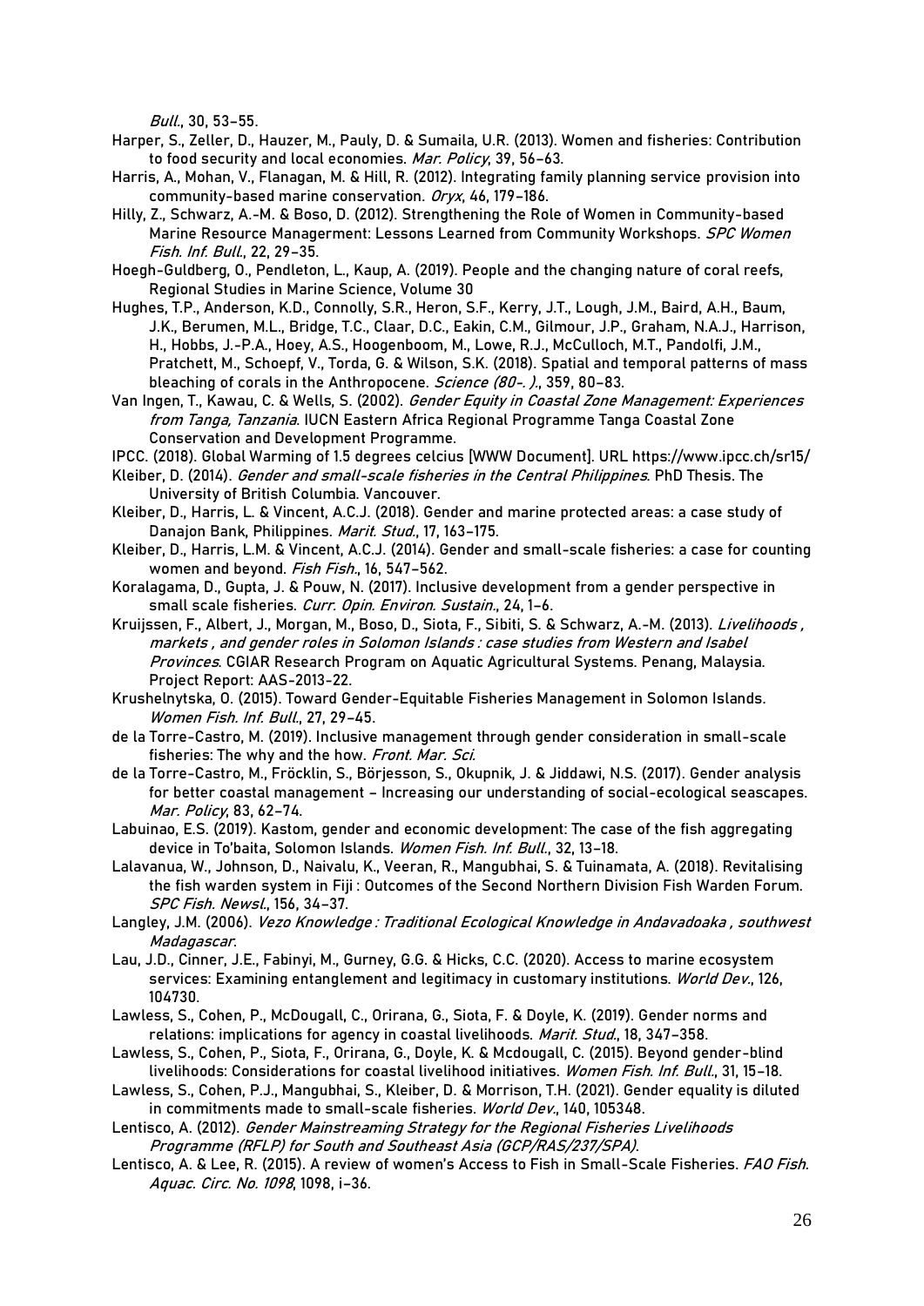*Bull.*, 30, 53–55.

Harper, S., Zeller, D., Hauzer, M., Pauly, D. & Sumaila, U.R. (2013). Women and fisheries: Contribution to food security and local economies. *Mar. Policy*, 39, 56–63.

Harris, A., Mohan, V., Flanagan, M. & Hill, R. (2012). Integrating family planning service provision into community-based marine conservation. *Oryx*, 46, 179–186.

Hilly, Z., Schwarz, A.-M. & Boso, D. (2012). Strengthening the Role of Women in Community-based Marine Resource Managerment: Lessons Learned from Community Workshops. *SPC Women Fish. Inf. Bull.*, 22, 29–35.

Hoegh-Guldberg, O., Pendleton, L., Kaup, A. (2019). People and the changing nature of coral reefs, Regional Studies in Marine Science, Volume 30

Hughes, T.P., Anderson, K.D., Connolly, S.R., Heron, S.F., Kerry, J.T., Lough, J.M., Baird, A.H., Baum, J.K., Berumen, M.L., Bridge, T.C., Claar, D.C., Eakin, C.M., Gilmour, J.P., Graham, N.A.J., Harrison, H., Hobbs, J.-P.A., Hoey, A.S., Hoogenboom, M., Lowe, R.J., McCulloch, M.T., Pandolfi, J.M., Pratchett, M., Schoepf, V., Torda, G. & Wilson, S.K. (2018). Spatial and temporal patterns of mass bleaching of corals in the Anthropocene. *Science (80-. ).*, 359, 80–83.

Van Ingen, T., Kawau, C. & Wells, S. (2002). *Gender Equity in Coastal Zone Management: Experiences from Tanga, Tanzania*. IUCN Eastern Africa Regional Programme Tanga Coastal Zone Conservation and Development Programme.

IPCC. (2018). Global Warming of 1.5 degrees celcius [WWW Document]. URL https://www.ipcc.ch/sr15/

Kleiber, D. (2014). *Gender and small-scale fisheries in the Central Philippines*. PhD Thesis. The University of British Columbia. Vancouver.

Kleiber, D., Harris, L. & Vincent, A.C.J. (2018). Gender and marine protected areas: a case study of Danajon Bank, Philippines. *Marit. Stud.*, 17, 163–175.

Kleiber, D., Harris, L.M. & Vincent, A.C.J. (2014). Gender and small-scale fisheries: a case for counting women and beyond. *Fish Fish.*, 16, 547–562.

Koralagama, D., Gupta, J. & Pouw, N. (2017). Inclusive development from a gender perspective in small scale fisheries. *Curr. Opin. Environ. Sustain.*, 24, 1–6.

Kruijssen, F., Albert, J., Morgan, M., Boso, D., Siota, F., Sibiti, S. & Schwarz, A.-M. (2013). *Livelihoods , markets , and gender roles in Solomon Islands : case studies from Western and Isabel Provinces*. CGIAR Research Program on Aquatic Agricultural Systems. Penang, Malaysia. Project Report: AAS-2013-22.

Krushelnytska, O. (2015). Toward Gender-Equitable Fisheries Management in Solomon Islands. *Women Fish. Inf. Bull.*, 27, 29–45.

de la Torre-Castro, M. (2019). Inclusive management through gender consideration in small-scale fisheries: The why and the how. *Front. Mar. Sci.*

de la Torre-Castro, M., Fröcklin, S., Börjesson, S., Okupnik, J. & Jiddawi, N.S. (2017). Gender analysis for better coastal management – Increasing our understanding of social-ecological seascapes. *Mar. Policy*, 83, 62–74.

Labuinao, E.S. (2019). Kastom, gender and economic development: The case of the fish aggregating device in To'baita, Solomon Islands. *Women Fish. Inf. Bull.*, 32, 13–18.

Lalavanua, W., Johnson, D., Naivalu, K., Veeran, R., Mangubhai, S. & Tuinamata, A. (2018). Revitalising the fish warden system in Fiji : Outcomes of the Second Northern Division Fish Warden Forum. *SPC Fish. Newsl.*, 156, 34–37.

Langley, J.M. (2006). *Vezo Knowledge : Traditional Ecological Knowledge in Andavadoaka , southwest Madagascar*.

Lau, J.D., Cinner, J.E., Fabinyi, M., Gurney, G.G. & Hicks, C.C. (2020). Access to marine ecosystem services: Examining entanglement and legitimacy in customary institutions. *World Dev.*, 126, 104730.

Lawless, S., Cohen, P., McDougall, C., Orirana, G., Siota, F. & Doyle, K. (2019). Gender norms and relations: implications for agency in coastal livelihoods. *Marit. Stud.*, 18, 347–358.

Lawless, S., Cohen, P., Siota, F., Orirana, G., Doyle, K. & Mcdougall, C. (2015). Beyond gender-blind livelihoods: Considerations for coastal livelihood initiatives. *Women Fish. Inf. Bull.*, 31, 15–18.

Lawless, S., Cohen, P.J., Mangubhai, S., Kleiber, D. & Morrison, T.H. (2021). Gender equality is diluted in commitments made to small-scale fisheries. *World Dev.*, 140, 105348.

Lentisco, A. (2012). *Gender Mainstreaming Strategy for the Regional Fisheries Livelihoods Programme (RFLP) for South and Southeast Asia (GCP/RAS/237/SPA)*.

Lentisco, A. & Lee, R. (2015). A review of women's Access to Fish in Small-Scale Fisheries. *FAO Fish. Aquac. Circ. No. 1098*, 1098, i–36.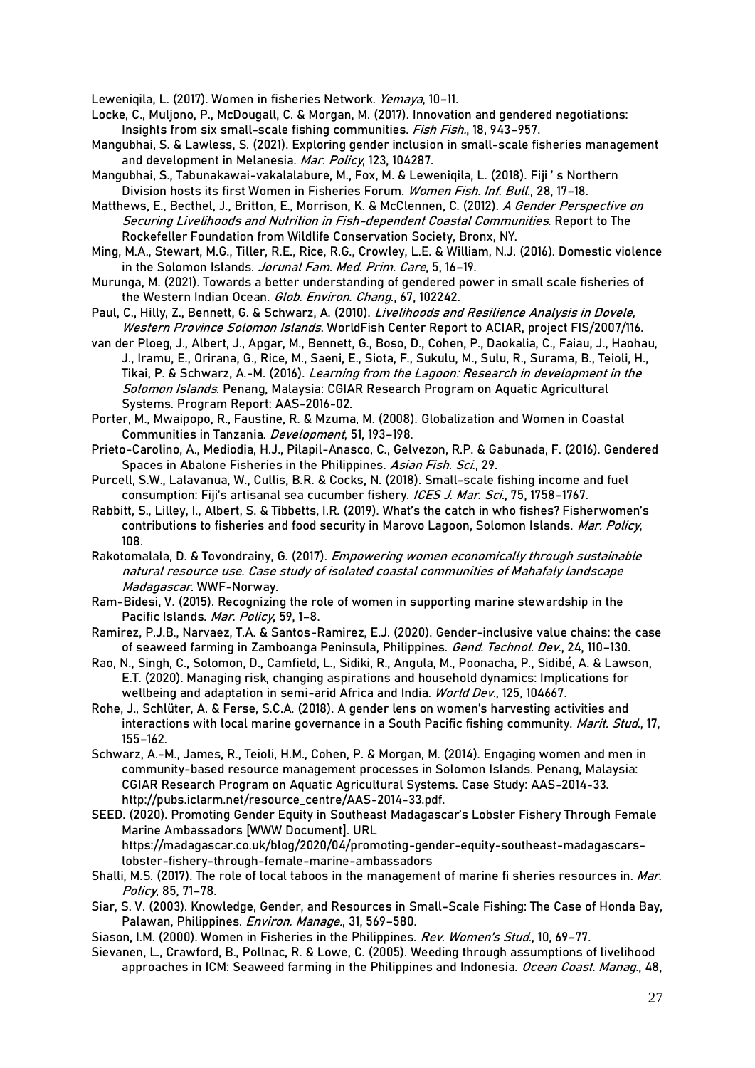Leweniqila, L. (2017). Women in fisheries Network. *Yemaya*, 10–11.

Locke, C., Muljono, P., McDougall, C. & Morgan, M. (2017). Innovation and gendered negotiations: Insights from six small-scale fishing communities. *Fish Fish.*, 18, 943–957.

Mangubhai, S. & Lawless, S. (2021). Exploring gender inclusion in small-scale fisheries management and development in Melanesia. *Mar. Policy*, 123, 104287.

Mangubhai, S., Tabunakawai-vakalalabure, M., Fox, M. & Leweniqila, L. (2018). Fiji ' s Northern Division hosts its first Women in Fisheries Forum. *Women Fish. Inf. Bull.*, 28, 17–18.

Matthews, E., Becthel, J., Britton, E., Morrison, K. & McClennen, C. (2012). *A Gender Perspective on Securing Livelihoods and Nutrition in Fish-dependent Coastal Communities*. Report to The Rockefeller Foundation from Wildlife Conservation Society, Bronx, NY.

Ming, M.A., Stewart, M.G., Tiller, R.E., Rice, R.G., Crowley, L.E. & William, N.J. (2016). Domestic violence in the Solomon Islands. *Jorunal Fam. Med. Prim. Care*, 5, 16–19.

Murunga, M. (2021). Towards a better understanding of gendered power in small scale fisheries of the Western Indian Ocean. *Glob. Environ. Chang.*, 67, 102242.

Paul, C., Hilly, Z., Bennett, G. & Schwarz, A. (2010). *Livelihoods and Resilience Analysis in Dovele, Western Province Solomon Islands*. WorldFish Center Report to ACIAR, project FIS/2007/116.

van der Ploeg, J., Albert, J., Apgar, M., Bennett, G., Boso, D., Cohen, P., Daokalia, C., Faiau, J., Haohau, J., Iramu, E., Orirana, G., Rice, M., Saeni, E., Siota, F., Sukulu, M., Sulu, R., Surama, B., Teioli, H., Tikai, P. & Schwarz, A.-M. (2016). *Learning from the Lagoon: Research in development in the Solomon Islands*. Penang, Malaysia: CGIAR Research Program on Aquatic Agricultural Systems. Program Report: AAS-2016-02.

Porter, M., Mwaipopo, R., Faustine, R. & Mzuma, M. (2008). Globalization and Women in Coastal Communities in Tanzania. *Development*, 51, 193–198.

Prieto-Carolino, A., Mediodia, H.J., Pilapil-Anasco, C., Gelvezon, R.P. & Gabunada, F. (2016). Gendered Spaces in Abalone Fisheries in the Philippines. *Asian Fish. Sci.*, 29.

Purcell, S.W., Lalavanua, W., Cullis, B.R. & Cocks, N. (2018). Small-scale fishing income and fuel consumption: Fiji's artisanal sea cucumber fishery. *ICES J. Mar. Sci.*, 75, 1758–1767.

Rabbitt, S., Lilley, I., Albert, S. & Tibbetts, I.R. (2019). What's the catch in who fishes? Fisherwomen's contributions to fisheries and food security in Marovo Lagoon, Solomon Islands. *Mar. Policy*, 108.

Rakotomalala, D. & Tovondrainy, G. (2017). *Empowering women economically through sustainable natural resource use. Case study of isolated coastal communities of Mahafaly landscape Madagascar*. WWF-Norway.

Ram-Bidesi, V. (2015). Recognizing the role of women in supporting marine stewardship in the Pacific Islands. *Mar. Policy*, 59, 1–8.

Ramirez, P.J.B., Narvaez, T.A. & Santos-Ramirez, E.J. (2020). Gender-inclusive value chains: the case of seaweed farming in Zamboanga Peninsula, Philippines. *Gend. Technol. Dev.*, 24, 110–130.

Rao, N., Singh, C., Solomon, D., Camfield, L., Sidiki, R., Angula, M., Poonacha, P., Sidibé, A. & Lawson, E.T. (2020). Managing risk, changing aspirations and household dynamics: Implications for wellbeing and adaptation in semi-arid Africa and India. *World Dev.*, 125, 104667.

Rohe, J., Schlüter, A. & Ferse, S.C.A. (2018). A gender lens on women's harvesting activities and interactions with local marine governance in a South Pacific fishing community. *Marit. Stud.*, 17, 155–162.

Schwarz, A.-M., James, R., Teioli, H.M., Cohen, P. & Morgan, M. (2014). Engaging women and men in community-based resource management processes in Solomon Islands. Penang, Malaysia: CGIAR Research Program on Aquatic Agricultural Systems. Case Study: AAS-2014-33. http://pubs.iclarm.net/resource_centre/AAS-2014-33.pdf.

SEED. (2020). Promoting Gender Equity in Southeast Madagascar's Lobster Fishery Through Female Marine Ambassadors [WWW Document]. URL https://madagascar.co.uk/blog/2020/04/promoting-gender-equity-southeast-madagascars-lobster-fishery-through-female-marine-ambassadors

Shalli, M.S. (2017). The role of local taboos in the management of marine fi sheries resources in. *Mar. Policy*, 85, 71–78.

Siar, S. V. (2003). Knowledge, Gender, and Resources in Small-Scale Fishing: The Case of Honda Bay, Palawan, Philippines. *Environ. Manage.*, 31, 569–580.

Siason, I.M. (2000). Women in Fisheries in the Philippines. *Rev. Women's Stud.*, 10, 69–77.

Sievanen, L., Crawford, B., Pollnac, R. & Lowe, C. (2005). Weeding through assumptions of livelihood approaches in ICM: Seaweed farming in the Philippines and Indonesia. *Ocean Coast. Manag.*, 48,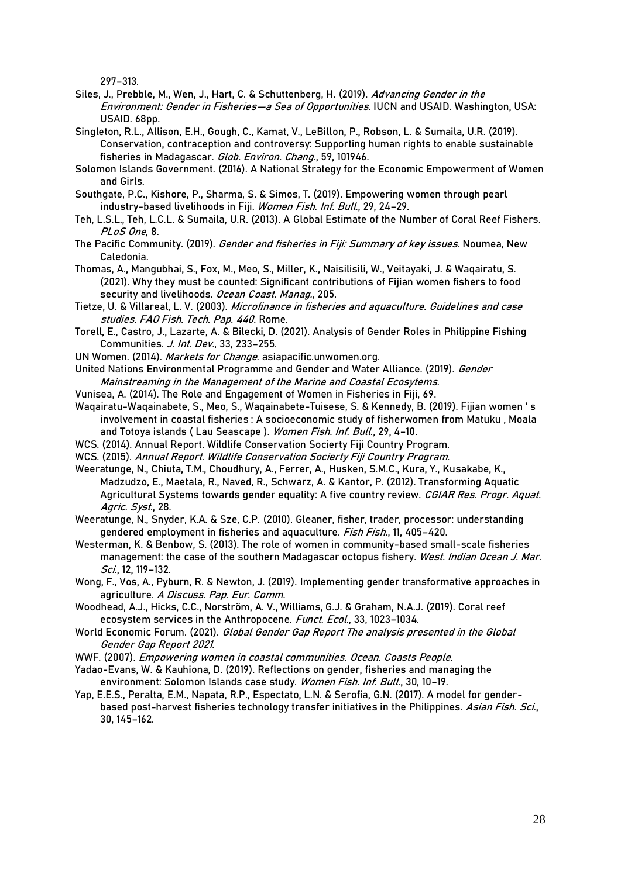297–313.

Siles, J., Prebble, M., Wen, J., Hart, C. & Schuttenberg, H. (2019). *Advancing Gender in the Environment: Gender in Fisheries—a Sea of Opportunities*. IUCN and USAID. Washington, USA: USAID. 68pp.

Singleton, R.L., Allison, E.H., Gough, C., Kamat, V., LeBillon, P., Robson, L. & Sumaila, U.R. (2019). Conservation, contraception and controversy: Supporting human rights to enable sustainable fisheries in Madagascar. *Glob. Environ. Chang.*, 59, 101946.

Solomon Islands Government. (2016). A National Strategy for the Economic Empowerment of Women and Girls.

Southgate, P.C., Kishore, P., Sharma, S. & Simos, T. (2019). Empowering women through pearl industry-based livelihoods in Fiji. *Women Fish. Inf. Bull.*, 29, 24–29.

Teh, L.S.L., Teh, L.C.L. & Sumaila, U.R. (2013). A Global Estimate of the Number of Coral Reef Fishers. *PLoS One*, 8.

The Pacific Community. (2019). *Gender and fisheries in Fiji: Summary of key issues*. Noumea, New Caledonia.

Thomas, A., Mangubhai, S., Fox, M., Meo, S., Miller, K., Naisilisili, W., Veitayaki, J. & Waqairatu, S. (2021). Why they must be counted: Significant contributions of Fijian women fishers to food security and livelihoods. *Ocean Coast. Manag.*, 205.

Tietze, U. & Villareal, L. V. (2003). *Microfinance in fisheries and aquaculture. Guidelines and case studies. FAO Fish. Tech. Pap. 440*. Rome.

Torell, E., Castro, J., Lazarte, A. & Bilecki, D. (2021). Analysis of Gender Roles in Philippine Fishing Communities. *J. Int. Dev.*, 33, 233–255.

UN Women. (2014). *Markets for Change*. asiapacific.unwomen.org.

United Nations Environmental Programme and Gender and Water Alliance. (2019). *Gender Mainstreaming in the Management of the Marine and Coastal Ecosytems*.

Vunisea, A. (2014). The Role and Engagement of Women in Fisheries in Fiji, 69.

Waqairatu-Waqainabete, S., Meo, S., Waqainabete-Tuisese, S. & Kennedy, B. (2019). Fijian women ' s involvement in coastal fisheries : A socioeconomic study of fisherwomen from Matuku , Moala and Totoya islands ( Lau Seascape ). *Women Fish. Inf. Bull.*, 29, 4–10.

WCS. (2014). Annual Report. Wildlife Conservation Socierty Fiji Country Program.

WCS. (2015). *Annual Report. Wildlife Conservation Socierty Fiji Country Program*.

Weeratunge, N., Chiuta, T.M., Choudhury, A., Ferrer, A., Husken, S.M.C., Kura, Y., Kusakabe, K., Madzudzo, E., Maetala, R., Naved, R., Schwarz, A. & Kantor, P. (2012). Transforming Aquatic Agricultural Systems towards gender equality: A five country review. *CGIAR Res. Progr. Aquat. Agric. Syst.*, 28.

Weeratunge, N., Snyder, K.A. & Sze, C.P. (2010). Gleaner, fisher, trader, processor: understanding gendered employment in fisheries and aquaculture. *Fish Fish.*, 11, 405–420.

Westerman, K. & Benbow, S. (2013). The role of women in community-based small-scale fisheries management: the case of the southern Madagascar octopus fishery. *West. Indian Ocean J. Mar. Sci.*, 12, 119–132.

Wong, F., Vos, A., Pyburn, R. & Newton, J. (2019). Implementing gender transformative approaches in agriculture. *A Discuss. Pap. Eur. Comm.*

Woodhead, A.J., Hicks, C.C., Norström, A. V., Williams, G.J. & Graham, N.A.J. (2019). Coral reef ecosystem services in the Anthropocene. *Funct. Ecol.*, 33, 1023–1034.

World Economic Forum. (2021). *Global Gender Gap Report The analysis presented in the Global Gender Gap Report 2021*.

WWF. (2007). *Empowering women in coastal communities. Ocean. Coasts People*.

Yadao-Evans, W. & Kauhiona, D. (2019). Reflections on gender, fisheries and managing the environment: Solomon Islands case study. *Women Fish. Inf. Bull.*, 30, 10–19.

Yap, E.E.S., Peralta, E.M., Napata, R.P., Espectato, L.N. & Serofia, G.N. (2017). A model for gender-based post-harvest fisheries technology transfer initiatives in the Philippines. *Asian Fish. Sci.*, 30, 145–162.